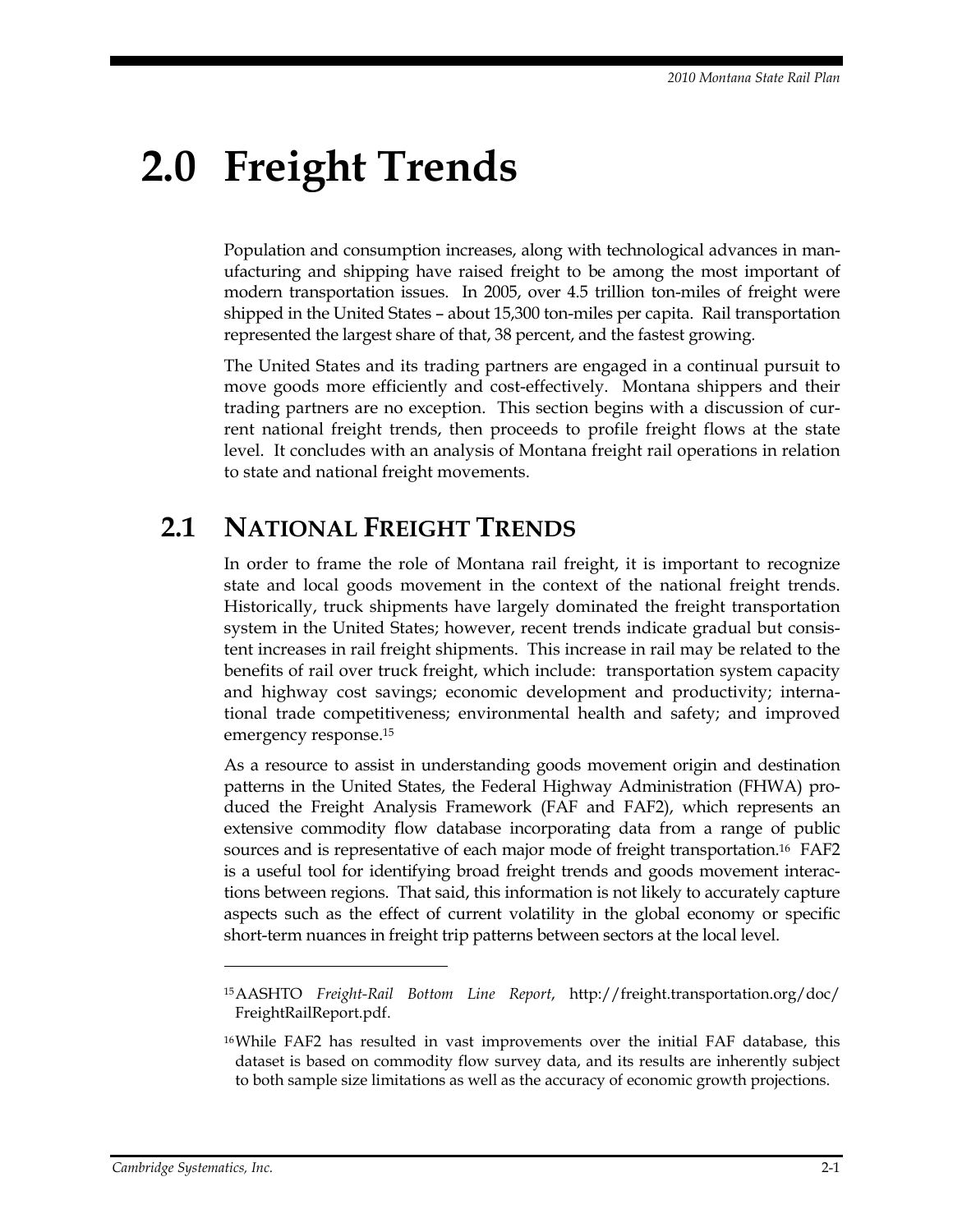# 2.0 Freight Trends

Population and consumption increases, along with technological advances in manufacturing and shipping have raised freight to be among the most important of modern transportation issues. In 2005, over 4.5 trillion ton-miles of freight were shipped in the United States – about 15,300 ton-miles per capita. Rail transportation represented the largest share of that, 38 percent, and the fastest growing.

The United States and its trading partners are engaged in a continual pursuit to move goods more efficiently and cost-effectively. Montana shippers and their trading partners are no exception. This section begins with a discussion of current national freight trends, then proceeds to profile freight flows at the state level. It concludes with an analysis of Montana freight rail operations in relation to state and national freight movements.

## 2.1 National Freight Trends

In order to frame the role of Montana rail freight, it is important to recognize state and local goods movement in the context of the national freight trends. Historically, truck shipments have largely dominated the freight transportation system in the United States; however, recent trends indicate gradual but consistent increases in rail freight shipments. This increase in rail may be related to the benefits of rail over truck freight, which include: transportation system capacity and highway cost savings; economic development and productivity; international trade competitiveness; environmental health and safety; and improved emergency response.[15]

As a resource to assist in understanding goods movement origin and destination patterns in the United States, the Federal Highway Administration (FHWA) produced the Freight Analysis Framework (FAF and FAF2), which represents an extensive commodity flow database incorporating data from a range of public sources and is representative of each major mode of freight transportation.[16] FAF2 is a useful tool for identifying broad freight trends and goods movement interactions between regions. That said, this information is not likely to accurately capture aspects such as the effect of current volatility in the global economy or specific short-term nuances in freight trip patterns between sectors at the local level.

---

[15] AASHTO *Freight-Rail Bottom Line Report*, http://freight.transportation.org/doc/FreightRailReport.pdf.

[16] While FAF2 has resulted in vast improvements over the initial FAF database, this dataset is based on commodity flow survey data, and its results are inherently subject to both sample size limitations as well as the accuracy of economic growth projections.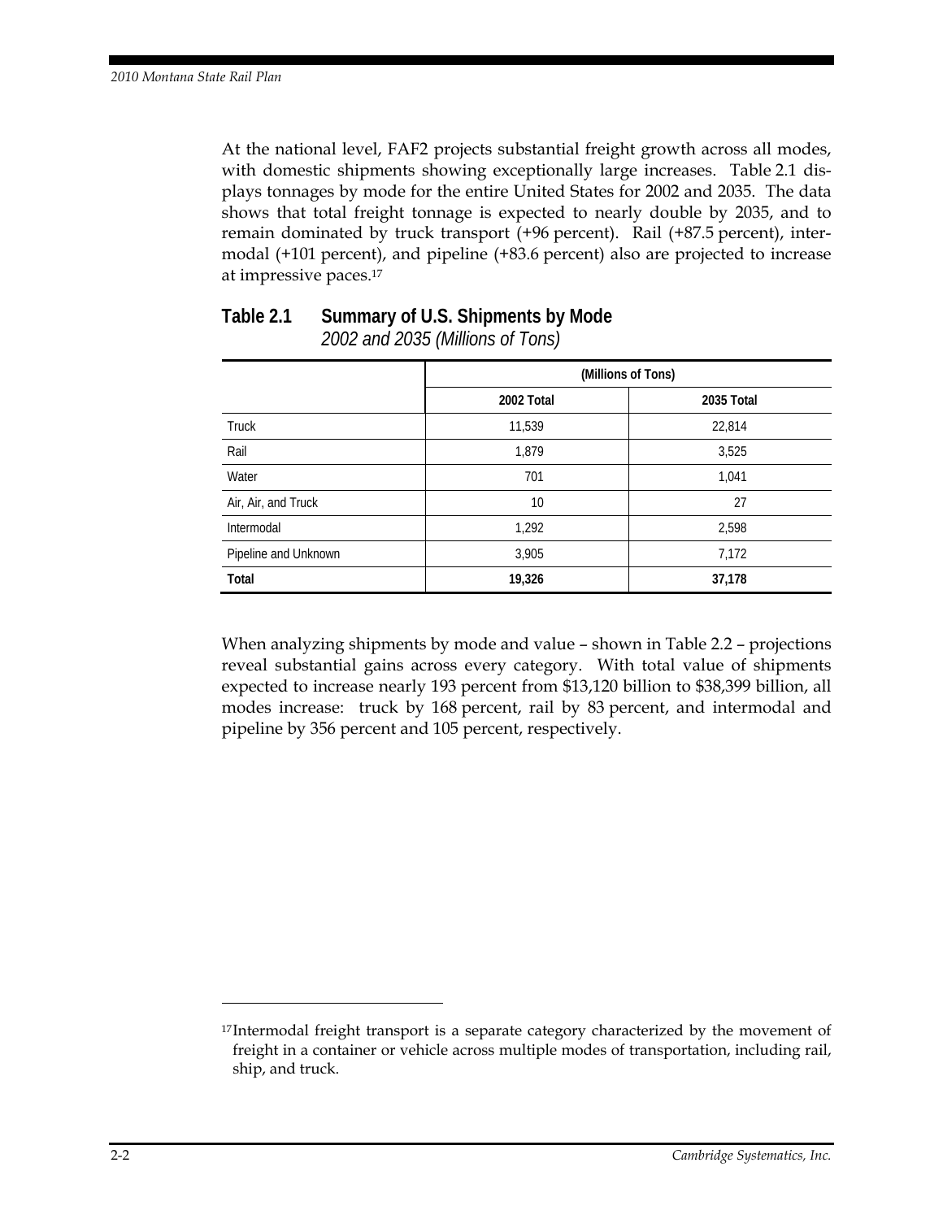At the national level, FAF2 projects substantial freight growth across all modes, with domestic shipments showing exceptionally large increases. Table 2.1 displays tonnages by mode for the entire United States for 2002 and 2035. The data shows that total freight tonnage is expected to nearly double by 2035, and to remain dominated by truck transport (+96 percent). Rail (+87.5 percent), intermodal (+101 percent), and pipeline (+83.6 percent) also are projected to increase at impressive paces.[17]

**Table 2.1 Summary of U.S. Shipments by Mode**
*2002 and 2035 (Millions of Tons)*

| | (Millions of Tons) | |
|---|---|---|
| | 2002 Total | 2035 Total |
| Truck | 11,539 | 22,814 |
| Rail | 1,879 | 3,525 |
| Water | 701 | 1,041 |
| Air, Air, and Truck | 10 | 27 |
| Intermodal | 1,292 | 2,598 |
| Pipeline and Unknown | 3,905 | 7,172 |
| **Total** | **19,326** | **37,178** |

When analyzing shipments by mode and value – shown in Table 2.2 – projections reveal substantial gains across every category. With total value of shipments expected to increase nearly 193 percent from $13,120 billion to $38,399 billion, all modes increase: truck by 168 percent, rail by 83 percent, and intermodal and pipeline by 356 percent and 105 percent, respectively.

[17] Intermodal freight transport is a separate category characterized by the movement of freight in a container or vehicle across multiple modes of transportation, including rail, ship, and truck.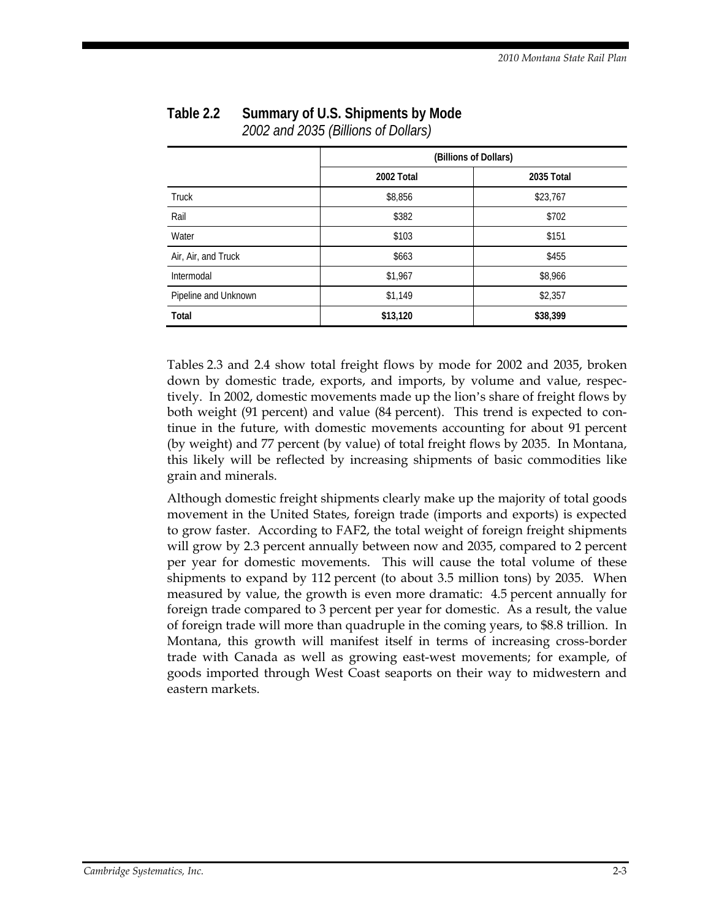**Table 2.2 Summary of U.S. Shipments by Mode**
*2002 and 2035 (Billions of Dollars)*

| | (Billions of Dollars) | |
|---|---|---|
| | **2002 Total** | **2035 Total** |
| Truck | $8,856 | $23,767 |
| Rail | $382 | $702 |
| Water | $103 | $151 |
| Air, Air, and Truck | $663 | $455 |
| Intermodal | $1,967 | $8,966 |
| Pipeline and Unknown | $1,149 | $2,357 |
| **Total** | **$13,120** | **$38,399** |

Tables 2.3 and 2.4 show total freight flows by mode for 2002 and 2035, broken down by domestic trade, exports, and imports, by volume and value, respectively. In 2002, domestic movements made up the lion's share of freight flows by both weight (91 percent) and value (84 percent). This trend is expected to continue in the future, with domestic movements accounting for about 91 percent (by weight) and 77 percent (by value) of total freight flows by 2035. In Montana, this likely will be reflected by increasing shipments of basic commodities like grain and minerals.

Although domestic freight shipments clearly make up the majority of total goods movement in the United States, foreign trade (imports and exports) is expected to grow faster. According to FAF2, the total weight of foreign freight shipments will grow by 2.3 percent annually between now and 2035, compared to 2 percent per year for domestic movements. This will cause the total volume of these shipments to expand by 112 percent (to about 3.5 million tons) by 2035. When measured by value, the growth is even more dramatic: 4.5 percent annually for foreign trade compared to 3 percent per year for domestic. As a result, the value of foreign trade will more than quadruple in the coming years, to $8.8 trillion. In Montana, this growth will manifest itself in terms of increasing cross-border trade with Canada as well as growing east-west movements; for example, of goods imported through West Coast seaports on their way to midwestern and eastern markets.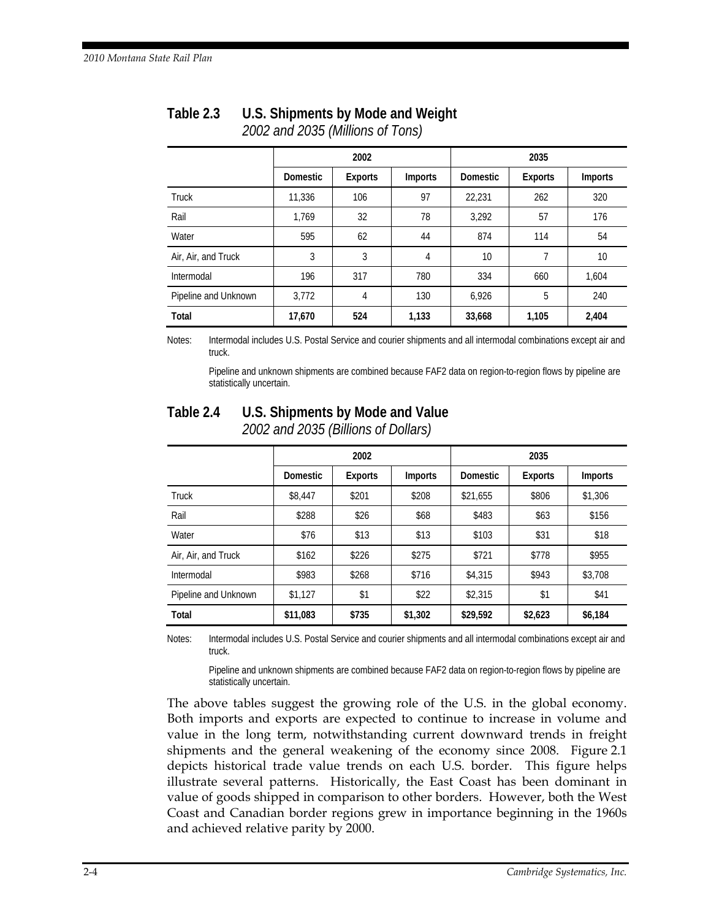## Table 2.3 U.S. Shipments by Mode and Weight

*2002 and 2035 (Millions of Tons)*

| | 2002 | | | 2035 | | |
|---|---|---|---|---|---|---|
| | Domestic | Exports | Imports | Domestic | Exports | Imports |
| Truck | 11,336 | 106 | 97 | 22,231 | 262 | 320 |
| Rail | 1,769 | 32 | 78 | 3,292 | 57 | 176 |
| Water | 595 | 62 | 44 | 874 | 114 | 54 |
| Air, Air, and Truck | 3 | 3 | 4 | 10 | 7 | 10 |
| Intermodal | 196 | 317 | 780 | 334 | 660 | 1,604 |
| Pipeline and Unknown | 3,772 | 4 | 130 | 6,926 | 5 | 240 |
| **Total** | **17,670** | **524** | **1,133** | **33,668** | **1,105** | **2,404** |

Notes: Intermodal includes U.S. Postal Service and courier shipments and all intermodal combinations except air and truck.

Pipeline and unknown shipments are combined because FAF2 data on region-to-region flows by pipeline are statistically uncertain.

## Table 2.4 U.S. Shipments by Mode and Value

*2002 and 2035 (Billions of Dollars)*

| | 2002 | | | 2035 | | |
|---|---|---|---|---|---|---|
| | Domestic | Exports | Imports | Domestic | Exports | Imports |
| Truck | $8,447 | $201 | $208 | $21,655 | $806 | $1,306 |
| Rail | $288 | $26 | $68 | $483 | $63 | $156 |
| Water | $76 | $13 | $13 | $103 | $31 | $18 |
| Air, Air, and Truck | $162 | $226 | $275 | $721 | $778 | $955 |
| Intermodal | $983 | $268 | $716 | $4,315 | $943 | $3,708 |
| Pipeline and Unknown | $1,127 | $1 | $22 | $2,315 | $1 | $41 |
| **Total** | **$11,083** | **$735** | **$1,302** | **$29,592** | **$2,623** | **$6,184** |

Notes: Intermodal includes U.S. Postal Service and courier shipments and all intermodal combinations except air and truck.

Pipeline and unknown shipments are combined because FAF2 data on region-to-region flows by pipeline are statistically uncertain.

The above tables suggest the growing role of the U.S. in the global economy. Both imports and exports are expected to continue to increase in volume and value in the long term, notwithstanding current downward trends in freight shipments and the general weakening of the economy since 2008. Figure 2.1 depicts historical trade value trends on each U.S. border. This figure helps illustrate several patterns. Historically, the East Coast has been dominant in value of goods shipped in comparison to other borders. However, both the West Coast and Canadian border regions grew in importance beginning in the 1960s and achieved relative parity by 2000.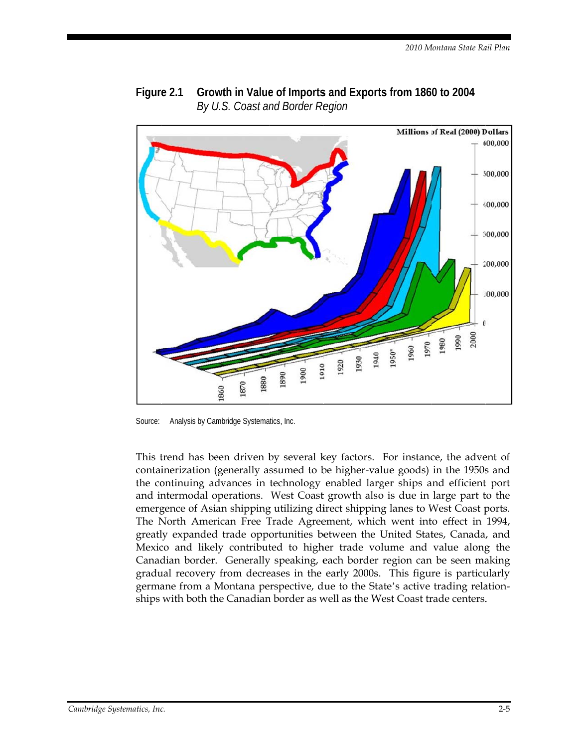**Figure 2.1 Growth in Value of Imports and Exports from 1860 to 2004**
*By U.S. Coast and Border Region*

Source: Analysis by Cambridge Systematics, Inc.

This trend has been driven by several key factors. For instance, the advent of containerization (generally assumed to be higher-value goods) in the 1950s and the continuing advances in technology enabled larger ships and efficient port and intermodal operations. West Coast growth also is due in large part to the emergence of Asian shipping utilizing direct shipping lanes to West Coast ports. The North American Free Trade Agreement, which went into effect in 1994, greatly expanded trade opportunities between the United States, Canada, and Mexico and likely contributed to higher trade volume and value along the Canadian border. Generally speaking, each border region can be seen making gradual recovery from decreases in the early 2000s. This figure is particularly germane from a Montana perspective, due to the State's active trading relationships with both the Canadian border as well as the West Coast trade centers.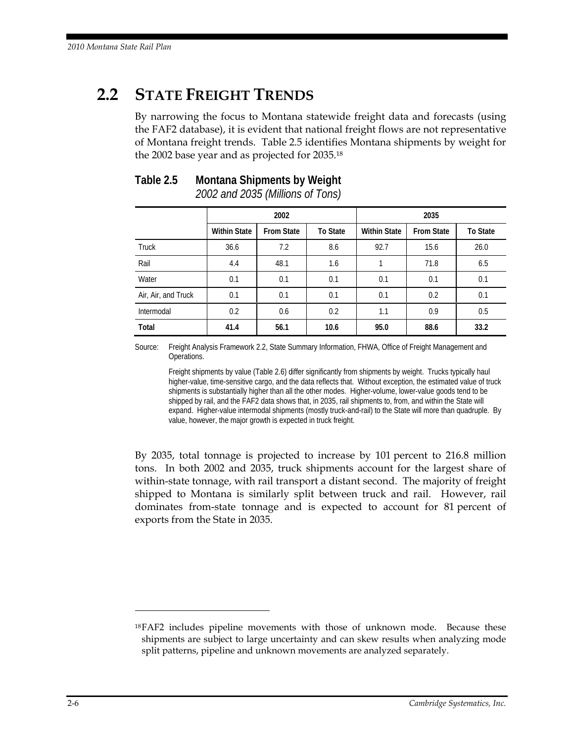## 2.2 State Freight Trends

By narrowing the focus to Montana statewide freight data and forecasts (using the FAF2 database), it is evident that national freight flows are not representative of Montana freight trends. Table 2.5 identifies Montana shipments by weight for the 2002 base year and as projected for 2035.[18]

**Table 2.5 Montana Shipments by Weight**
*2002 and 2035 (Millions of Tons)*

| | 2002 | | | 2035 | | |
|---|---|---|---|---|---|---|
| | Within State | From State | To State | Within State | From State | To State |
| Truck | 36.6 | 7.2 | 8.6 | 92.7 | 15.6 | 26.0 |
| Rail | 4.4 | 48.1 | 1.6 | 1 | 71.8 | 6.5 |
| Water | 0.1 | 0.1 | 0.1 | 0.1 | 0.1 | 0.1 |
| Air, Air, and Truck | 0.1 | 0.1 | 0.1 | 0.1 | 0.2 | 0.1 |
| Intermodal | 0.2 | 0.6 | 0.2 | 1.1 | 0.9 | 0.5 |
| **Total** | **41.4** | **56.1** | **10.6** | **95.0** | **88.6** | **33.2** |

Source: Freight Analysis Framework 2.2, State Summary Information, FHWA, Office of Freight Management and Operations.

Freight shipments by value (Table 2.6) differ significantly from shipments by weight. Trucks typically haul higher-value, time-sensitive cargo, and the data reflects that. Without exception, the estimated value of truck shipments is substantially higher than all the other modes. Higher-volume, lower-value goods tend to be shipped by rail, and the FAF2 data shows that, in 2035, rail shipments to, from, and within the State will expand. Higher-value intermodal shipments (mostly truck-and-rail) to the State will more than quadruple. By value, however, the major growth is expected in truck freight.

By 2035, total tonnage is projected to increase by 101 percent to 216.8 million tons. In both 2002 and 2035, truck shipments account for the largest share of within-state tonnage, with rail transport a distant second. The majority of freight shipped to Montana is similarly split between truck and rail. However, rail dominates from-state tonnage and is expected to account for 81 percent of exports from the State in 2035.

[18] FAF2 includes pipeline movements with those of unknown mode. Because these shipments are subject to large uncertainty and can skew results when analyzing mode split patterns, pipeline and unknown movements are analyzed separately.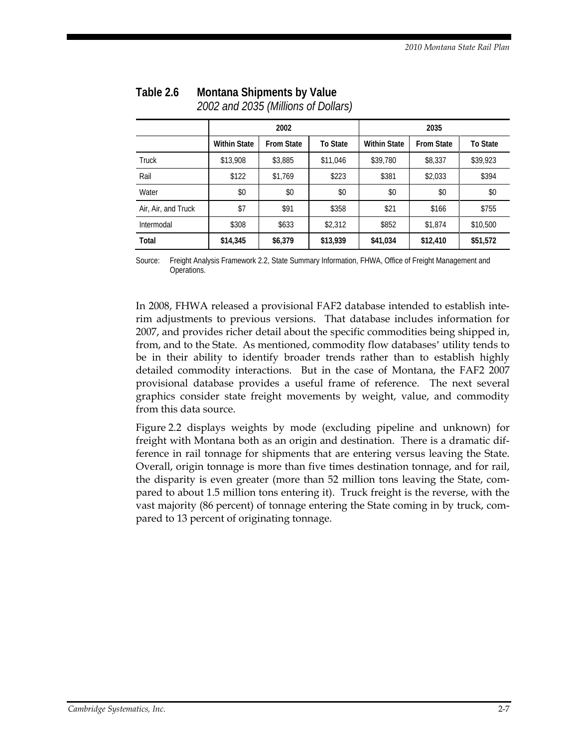**Table 2.6 Montana Shipments by Value**
*2002 and 2035 (Millions of Dollars)*

| | 2002 | | | 2035 | | |
|---|---|---|---|---|---|---|
| | Within State | From State | To State | Within State | From State | To State |
| Truck | $13,908 | $3,885 | $11,046 | $39,780 | $8,337 | $39,923 |
| Rail | $122 | $1,769 | $223 | $381 | $2,033 | $394 |
| Water | $0 | $0 | $0 | $0 | $0 | $0 |
| Air, Air, and Truck | $7 | $91 | $358 | $21 | $166 | $755 |
| Intermodal | $308 | $633 | $2,312 | $852 | $1,874 | $10,500 |
| **Total** | **$14,345** | **$6,379** | **$13,939** | **$41,034** | **$12,410** | **$51,572** |

Source: Freight Analysis Framework 2.2, State Summary Information, FHWA, Office of Freight Management and Operations.

In 2008, FHWA released a provisional FAF2 database intended to establish interim adjustments to previous versions. That database includes information for 2007, and provides richer detail about the specific commodities being shipped in, from, and to the State. As mentioned, commodity flow databases' utility tends to be in their ability to identify broader trends rather than to establish highly detailed commodity interactions. But in the case of Montana, the FAF2 2007 provisional database provides a useful frame of reference. The next several graphics consider state freight movements by weight, value, and commodity from this data source.

Figure 2.2 displays weights by mode (excluding pipeline and unknown) for freight with Montana both as an origin and destination. There is a dramatic difference in rail tonnage for shipments that are entering versus leaving the State. Overall, origin tonnage is more than five times destination tonnage, and for rail, the disparity is even greater (more than 52 million tons leaving the State, compared to about 1.5 million tons entering it). Truck freight is the reverse, with the vast majority (86 percent) of tonnage entering the State coming in by truck, compared to 13 percent of originating tonnage.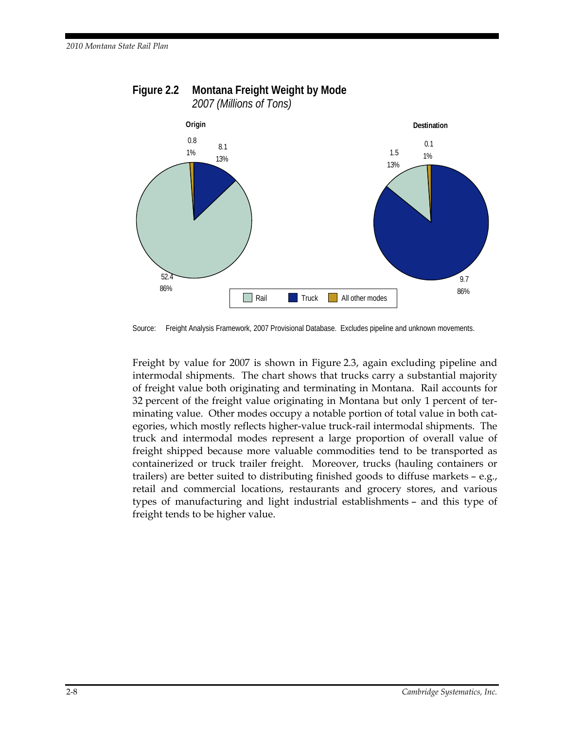**Figure 2.2 Montana Freight Weight by Mode**
*2007 (Millions of Tons)*

Source: Freight Analysis Framework, 2007 Provisional Database. Excludes pipeline and unknown movements.

Freight by value for 2007 is shown in Figure 2.3, again excluding pipeline and intermodal shipments. The chart shows that trucks carry a substantial majority of freight value both originating and terminating in Montana. Rail accounts for 32 percent of the freight value originating in Montana but only 1 percent of terminating value. Other modes occupy a notable portion of total value in both categories, which mostly reflects higher-value truck-rail intermodal shipments. The truck and intermodal modes represent a large proportion of overall value of freight shipped because more valuable commodities tend to be transported as containerized or truck trailer freight. Moreover, trucks (hauling containers or trailers) are better suited to distributing finished goods to diffuse markets – e.g., retail and commercial locations, restaurants and grocery stores, and various types of manufacturing and light industrial establishments – and this type of freight tends to be higher value.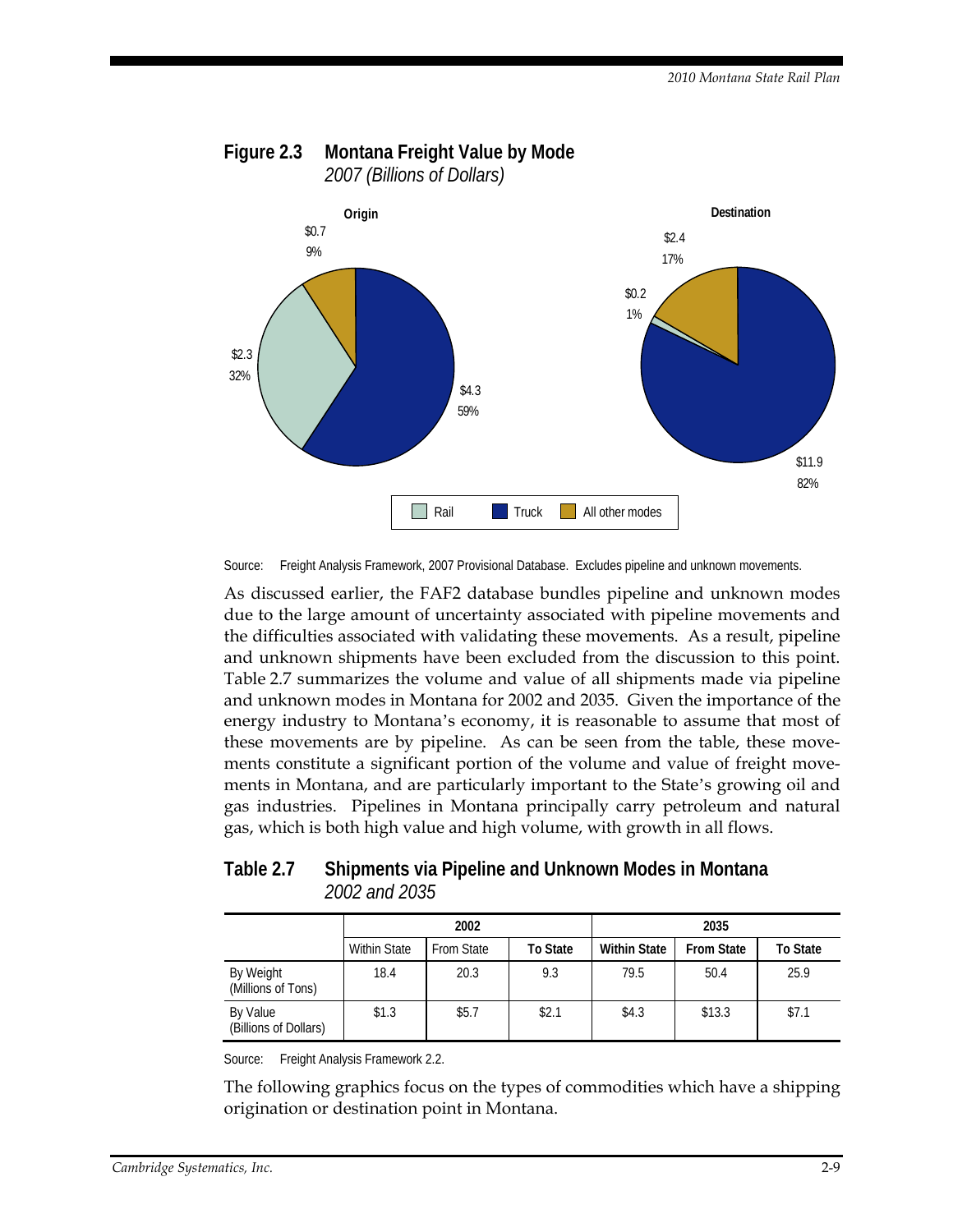**Figure 2.3 Montana Freight Value by Mode**
*2007 (Billions of Dollars)*

Origin

- $0.7 9%
- $2.3 32%
- $4.3 59%

Destination

- $2.4 17%
- $0.2 1%
- $11.9 82%

Rail | Truck | All other modes

Source: Freight Analysis Framework, 2007 Provisional Database. Excludes pipeline and unknown movements.

As discussed earlier, the FAF2 database bundles pipeline and unknown modes due to the large amount of uncertainty associated with pipeline movements and the difficulties associated with validating these movements. As a result, pipeline and unknown shipments have been excluded from the discussion to this point. Table 2.7 summarizes the volume and value of all shipments made via pipeline and unknown modes in Montana for 2002 and 2035. Given the importance of the energy industry to Montana's economy, it is reasonable to assume that most of these movements are by pipeline. As can be seen from the table, these movements constitute a significant portion of the volume and value of freight movements in Montana, and are particularly important to the State's growing oil and gas industries. Pipelines in Montana principally carry petroleum and natural gas, which is both high value and high volume, with growth in all flows.

**Table 2.7 Shipments via Pipeline and Unknown Modes in Montana**
*2002 and 2035*

| | 2002 | | | 2035 | | |
|---|---|---|---|---|---|---|
| | Within State | From State | To State | Within State | From State | To State |
| By Weight (Millions of Tons) | 18.4 | 20.3 | 9.3 | 79.5 | 50.4 | 25.9 |
| By Value (Billions of Dollars) | $1.3 | $5.7 | $2.1 | $4.3 | $13.3 | $7.1 |

Source: Freight Analysis Framework 2.2.

The following graphics focus on the types of commodities which have a shipping origination or destination point in Montana.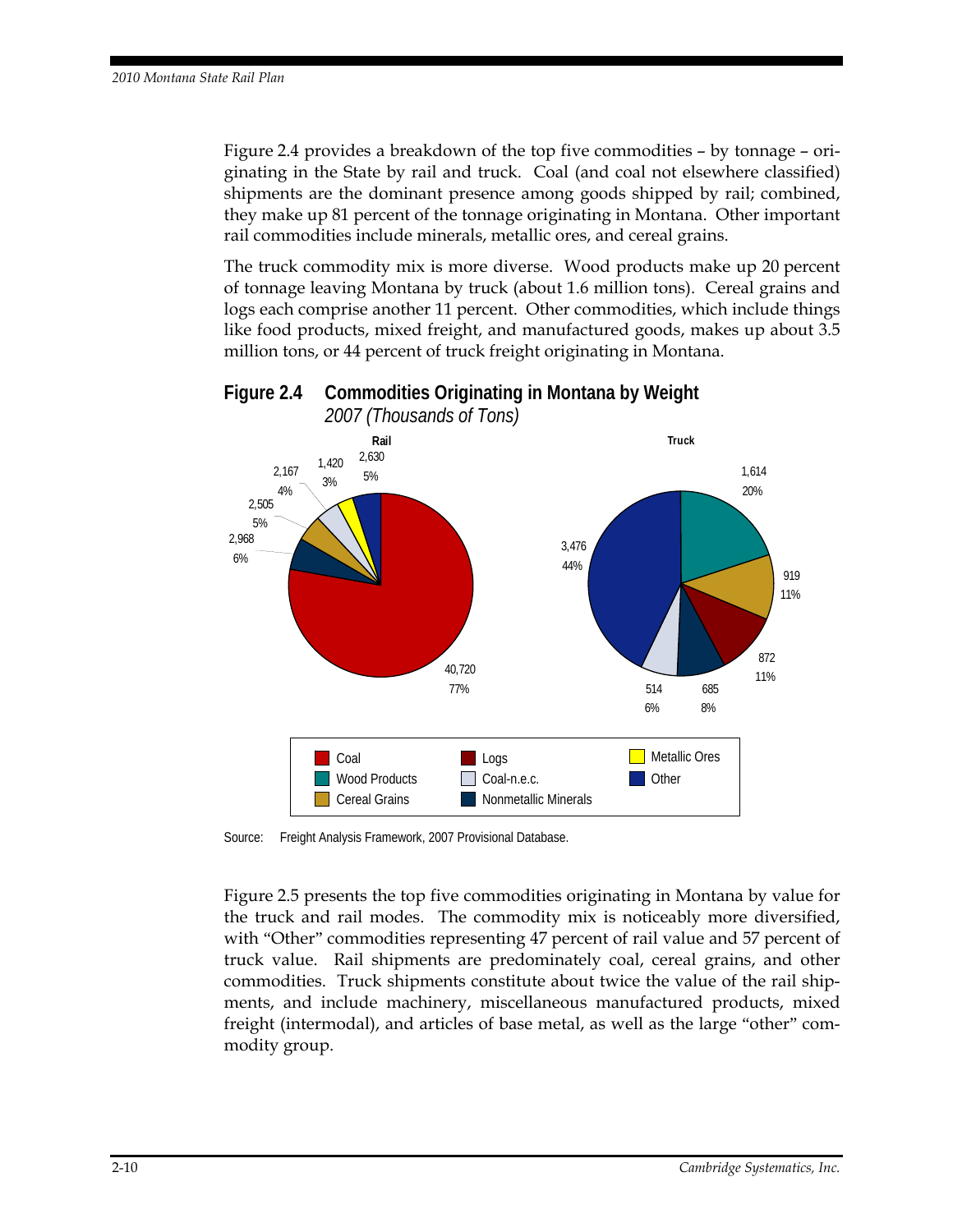Figure 2.4 provides a breakdown of the top five commodities – by tonnage – originating in the State by rail and truck. Coal (and coal not elsewhere classified) shipments are the dominant presence among goods shipped by rail; combined, they make up 81 percent of the tonnage originating in Montana. Other important rail commodities include minerals, metallic ores, and cereal grains.

The truck commodity mix is more diverse. Wood products make up 20 percent of tonnage leaving Montana by truck (about 1.6 million tons). Cereal grains and logs each comprise another 11 percent. Other commodities, which include things like food products, mixed freight, and manufactured goods, makes up about 3.5 million tons, or 44 percent of truck freight originating in Montana.

**Figure 2.4 Commodities Originating in Montana by Weight**
*2007 (Thousands of Tons)*

Rail

| Commodity | Thousands of Tons | Percent |
|---|---|---|
| Coal | 40,720 | 77% |
| Nonmetallic Minerals | 2,968 | 6% |
| Cereal Grains | 2,505 | 5% |
| Coal-n.e.c. | 2,167 | 4% |
| Metallic Ores | 1,420 | 3% |
| Other | 2,630 | 5% |

Truck

| Commodity | Thousands of Tons | Percent |
|---|---|---|
| Wood Products | 1,614 | 20% |
| Cereal Grains | 919 | 11% |
| Logs | 872 | 11% |
| Nonmetallic Minerals | 685 | 8% |
| Coal-n.e.c. | 514 | 6% |
| Other | 3,476 | 44% |

Source: Freight Analysis Framework, 2007 Provisional Database.

Figure 2.5 presents the top five commodities originating in Montana by value for the truck and rail modes. The commodity mix is noticeably more diversified, with "Other" commodities representing 47 percent of rail value and 57 percent of truck value. Rail shipments are predominately coal, cereal grains, and other commodities. Truck shipments constitute about twice the value of the rail shipments, and include machinery, miscellaneous manufactured products, mixed freight (intermodal), and articles of base metal, as well as the large "other" commodity group.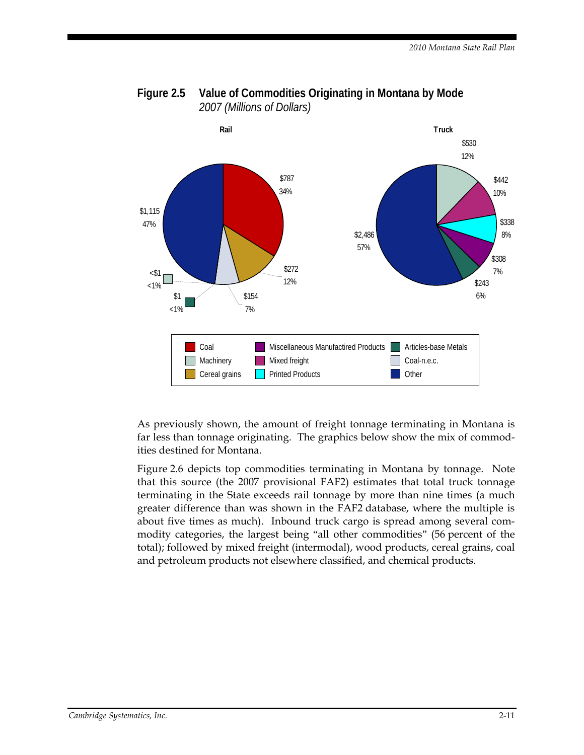**Figure 2.5 Value of Commodities Originating in Montana by Mode**
*2007 (Millions of Dollars)*

**Rail**

| Commodity | Value | Percent |
|---|---|---|
| Other | $1,115 | 47% |
| Coal | $787 | 34% |
| Cereal grains | $272 | 12% |
| Coal-n.e.c. | $154 | 7% |
| Articles-base Metals | $1 | <1% |
| Machinery | <$1 | <1% |

**Truck**

| Commodity | Value | Percent |
|---|---|---|
| Other | $2,486 | 57% |
| Machinery | $530 | 12% |
| Mixed freight | $442 | 10% |
| Printed Products | $338 | 8% |
| Miscellaneous Manufactired Products | $308 | 7% |
| Articles-base Metals | $243 | 6% |

As previously shown, the amount of freight tonnage terminating in Montana is far less than tonnage originating. The graphics below show the mix of commodities destined for Montana.

Figure 2.6 depicts top commodities terminating in Montana by tonnage. Note that this source (the 2007 provisional FAF2) estimates that total truck tonnage terminating in the State exceeds rail tonnage by more than nine times (a much greater difference than was shown in the FAF2 database, where the multiple is about five times as much). Inbound truck cargo is spread among several commodity categories, the largest being "all other commodities" (56 percent of the total); followed by mixed freight (intermodal), wood products, cereal grains, coal and petroleum products not elsewhere classified, and chemical products.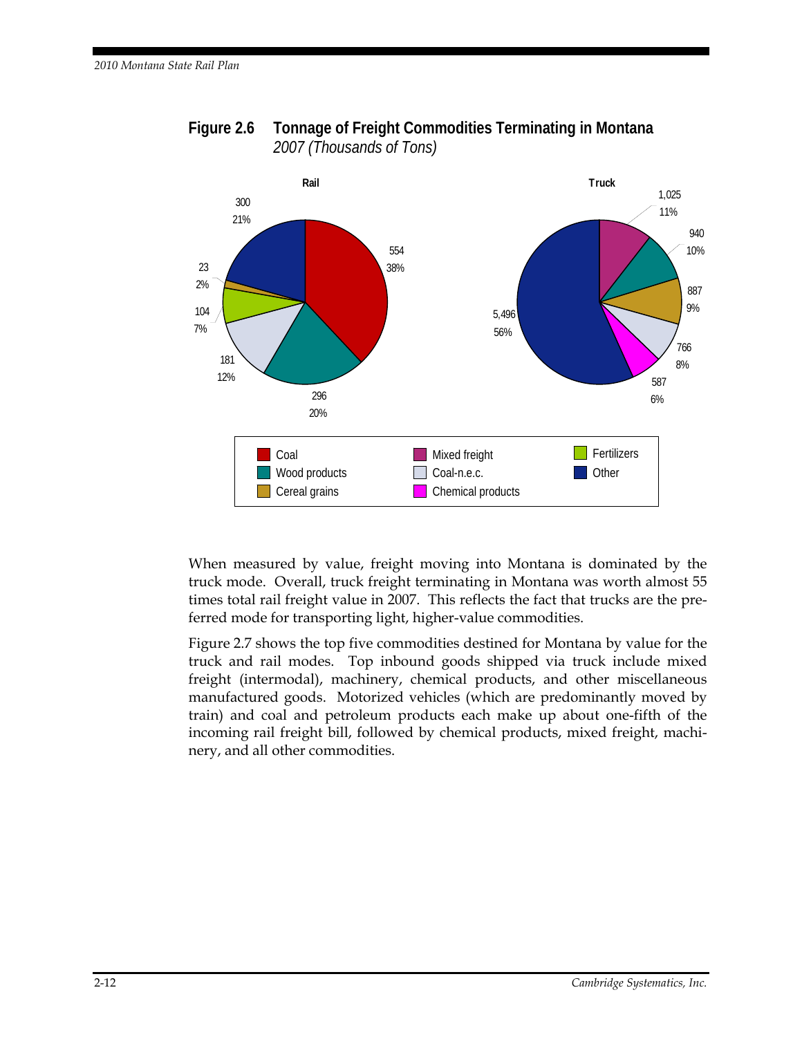**Figure 2.6 Tonnage of Freight Commodities Terminating in Montana**
*2007 (Thousands of Tons)*

**Rail**

| Commodity | Thousands of Tons | Percent |
|---|---|---|
| Coal | 554 | 38% |
| Wood products | 296 | 20% |
| Coal-n.e.c. | 181 | 12% |
| Fertilizers | 104 | 7% |
| Cereal grains | 23 | 2% |
| Other | 300 | 21% |

**Truck**

| Commodity | Thousands of Tons | Percent |
|---|---|---|
| Mixed freight | 1,025 | 11% |
| Wood products | 940 | 10% |
| Cereal grains | 887 | 9% |
| Coal-n.e.c. | 766 | 8% |
| Chemical products | 587 | 6% |
| Other | 5,496 | 56% |

When measured by value, freight moving into Montana is dominated by the truck mode. Overall, truck freight terminating in Montana was worth almost 55 times total rail freight value in 2007. This reflects the fact that trucks are the preferred mode for transporting light, higher-value commodities.

Figure 2.7 shows the top five commodities destined for Montana by value for the truck and rail modes. Top inbound goods shipped via truck include mixed freight (intermodal), machinery, chemical products, and other miscellaneous manufactured goods. Motorized vehicles (which are predominantly moved by train) and coal and petroleum products each make up about one-fifth of the incoming rail freight bill, followed by chemical products, mixed freight, machinery, and all other commodities.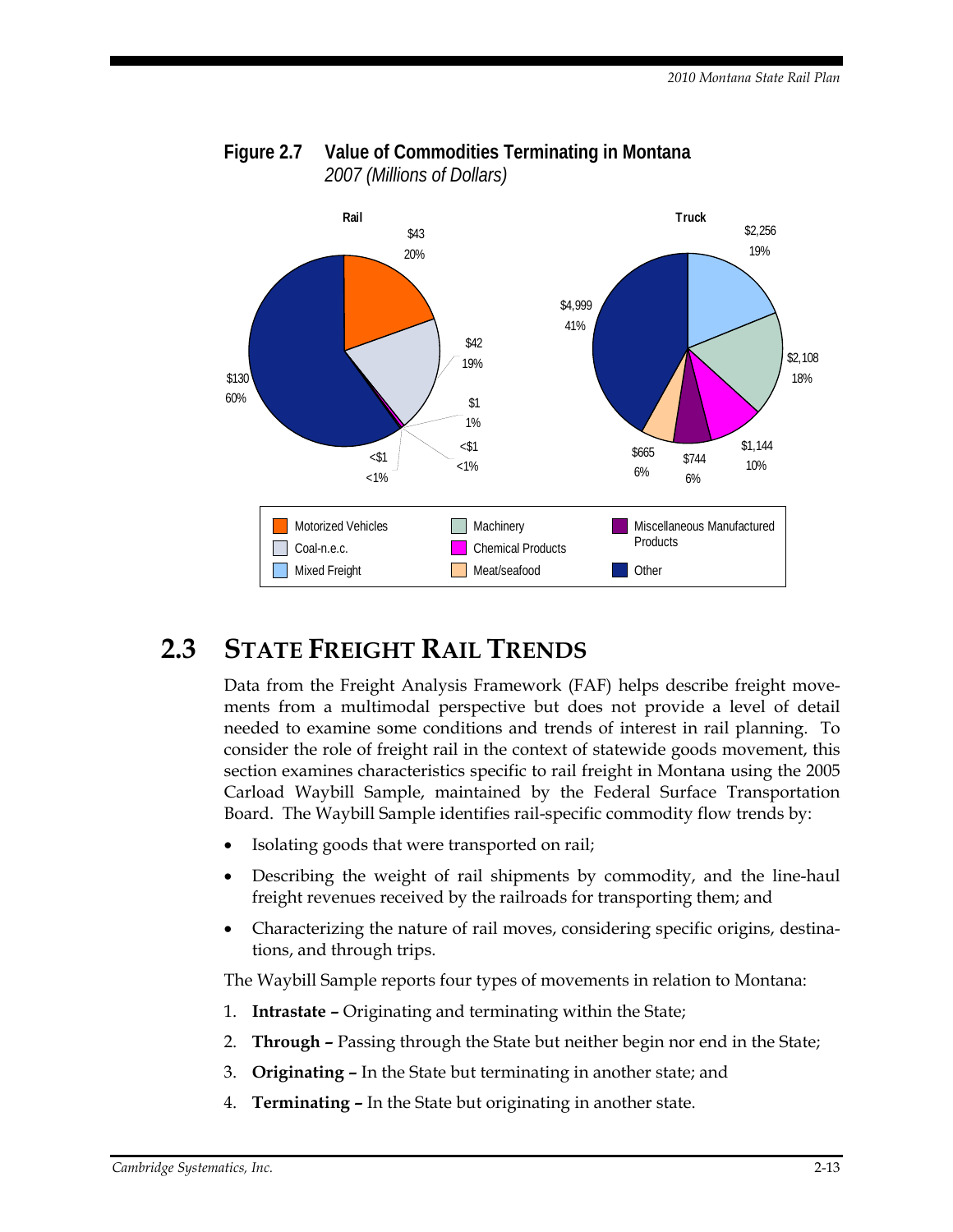**Figure 2.7 Value of Commodities Terminating in Montana**
*2007 (Millions of Dollars)*

**Rail**

| Commodity | Value | Share |
|---|---|---|
| Other | $130 | 60% |
| Motorized Vehicles | $43 | 20% |
| Coal-n.e.c. | $42 | 19% |
| | $1 | 1% |
| | <$1 | <1% |
| | <$1 | <1% |

**Truck**

| Commodity | Value | Share |
|---|---|---|
| Other | $4,999 | 41% |
| Mixed Freight | $2,256 | 19% |
| Machinery | $2,108 | 18% |
| Chemical Products | $1,144 | 10% |
| Miscellaneous Manufactured Products | $744 | 6% |
| Meat/seafood | $665 | 6% |

Legend: Motorized Vehicles; Coal-n.e.c.; Mixed Freight; Machinery; Chemical Products; Meat/seafood; Miscellaneous Manufactured Products; Other

## 2.3 State Freight Rail Trends

Data from the Freight Analysis Framework (FAF) helps describe freight movements from a multimodal perspective but does not provide a level of detail needed to examine some conditions and trends of interest in rail planning. To consider the role of freight rail in the context of statewide goods movement, this section examines characteristics specific to rail freight in Montana using the 2005 Carload Waybill Sample, maintained by the Federal Surface Transportation Board. The Waybill Sample identifies rail-specific commodity flow trends by:

- Isolating goods that were transported on rail;
- Describing the weight of rail shipments by commodity, and the line-haul freight revenues received by the railroads for transporting them; and
- Characterizing the nature of rail moves, considering specific origins, destinations, and through trips.

The Waybill Sample reports four types of movements in relation to Montana:

1. **Intrastate –** Originating and terminating within the State;
2. **Through –** Passing through the State but neither begin nor end in the State;
3. **Originating –** In the State but terminating in another state; and
4. **Terminating –** In the State but originating in another state.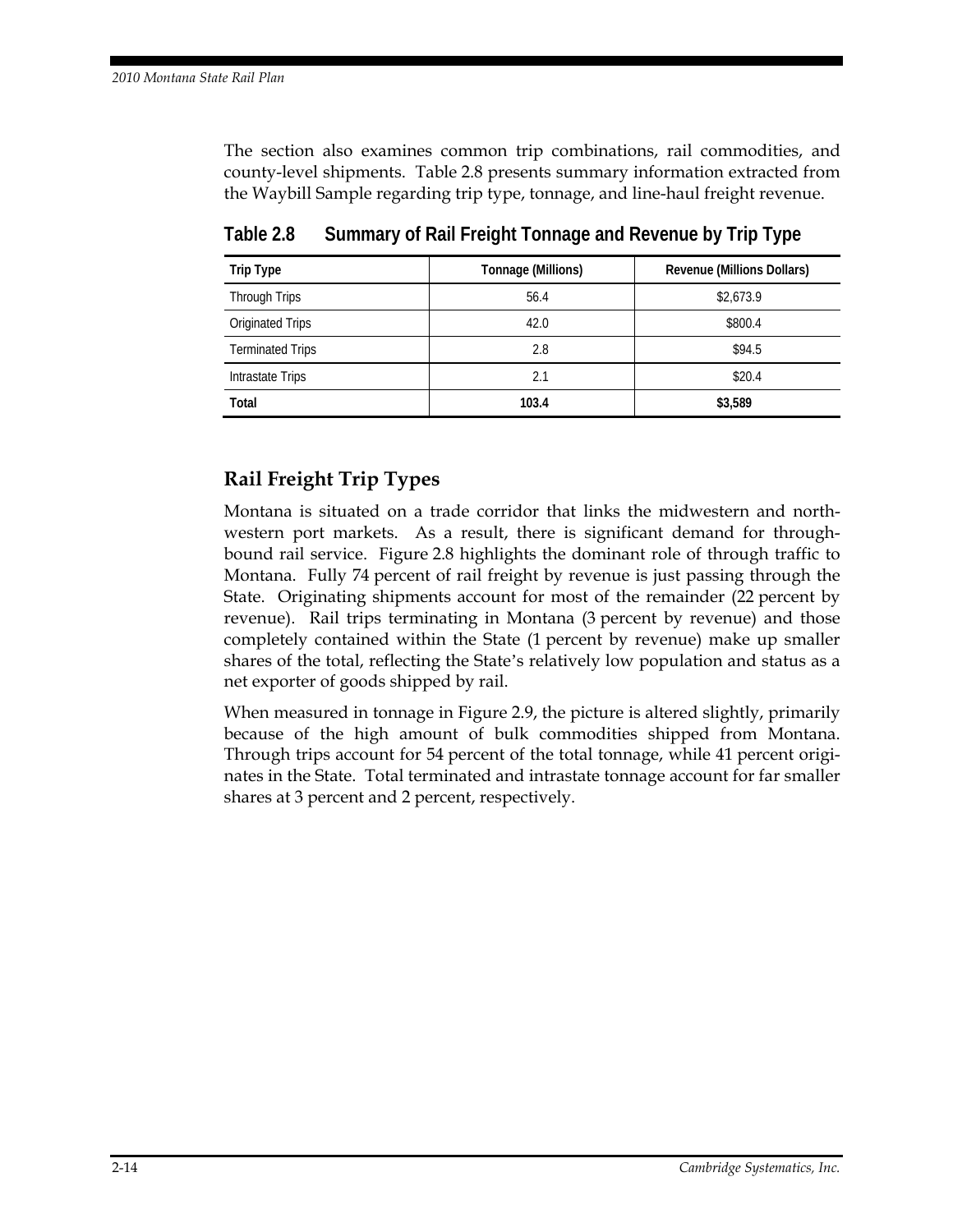The section also examines common trip combinations, rail commodities, and county-level shipments. Table 2.8 presents summary information extracted from the Waybill Sample regarding trip type, tonnage, and line-haul freight revenue.

**Table 2.8 Summary of Rail Freight Tonnage and Revenue by Trip Type**

| Trip Type | Tonnage (Millions) | Revenue (Millions Dollars) |
|---|---|---|
| Through Trips | 56.4 | $2,673.9 |
| Originated Trips | 42.0 | $800.4 |
| Terminated Trips | 2.8 | $94.5 |
| Intrastate Trips | 2.1 | $20.4 |
| **Total** | **103.4** | **$3,589** |

## Rail Freight Trip Types

Montana is situated on a trade corridor that links the midwestern and northwestern port markets. As a result, there is significant demand for through-bound rail service. Figure 2.8 highlights the dominant role of through traffic to Montana. Fully 74 percent of rail freight by revenue is just passing through the State. Originating shipments account for most of the remainder (22 percent by revenue). Rail trips terminating in Montana (3 percent by revenue) and those completely contained within the State (1 percent by revenue) make up smaller shares of the total, reflecting the State's relatively low population and status as a net exporter of goods shipped by rail.

When measured in tonnage in Figure 2.9, the picture is altered slightly, primarily because of the high amount of bulk commodities shipped from Montana. Through trips account for 54 percent of the total tonnage, while 41 percent originates in the State. Total terminated and intrastate tonnage account for far smaller shares at 3 percent and 2 percent, respectively.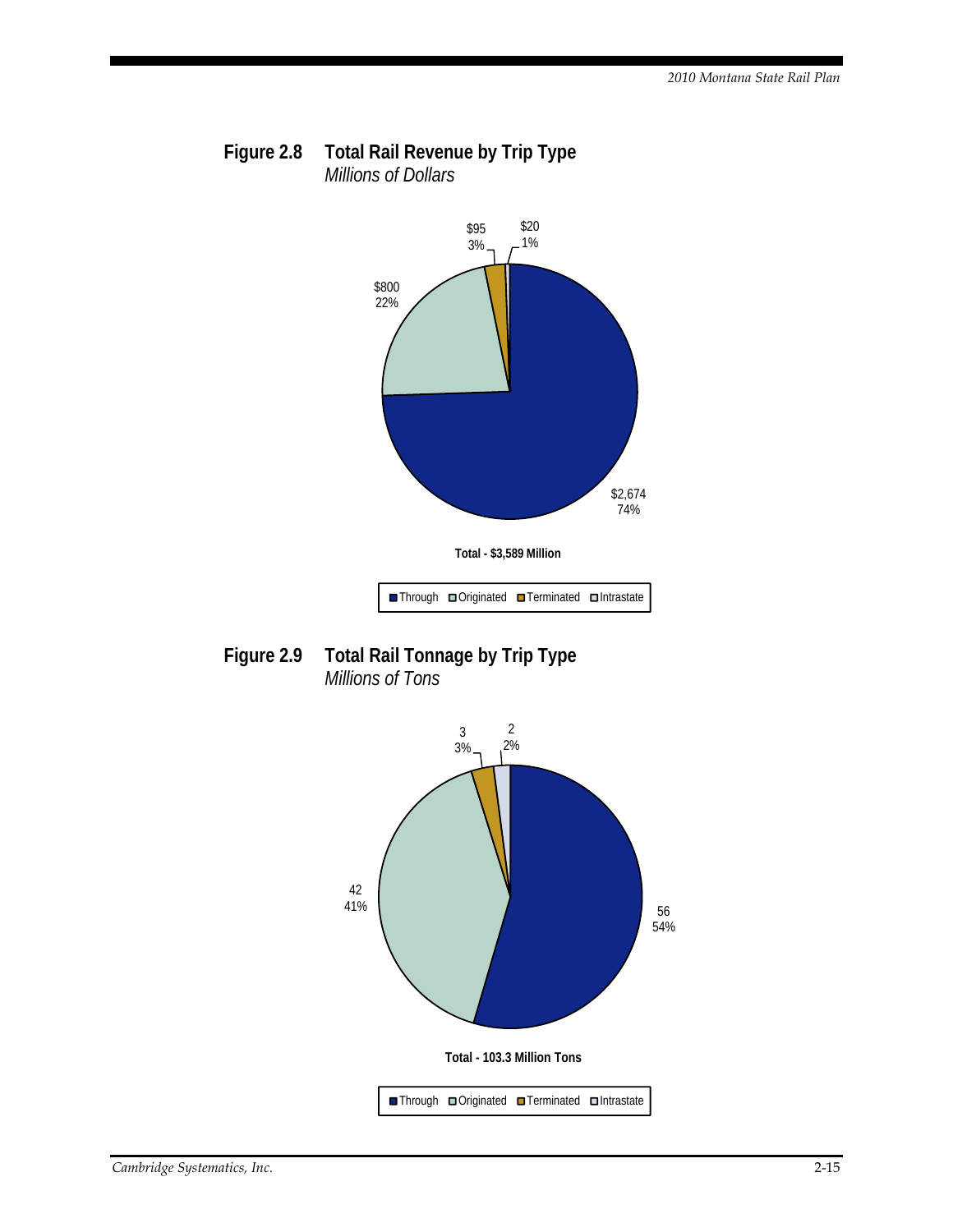**Figure 2.8 Total Rail Revenue by Trip Type**
*Millions of Dollars*

$95
3%

$20
1%

$800
22%

$2,674
74%

**Total - $3,589 Million**

Through | Originated | Terminated | Intrastate

**Figure 2.9 Total Rail Tonnage by Trip Type**
*Millions of Tons*

3
3%

2
2%

42
41%

56
54%

**Total - 103.3 Million Tons**

Through | Originated | Terminated | Intrastate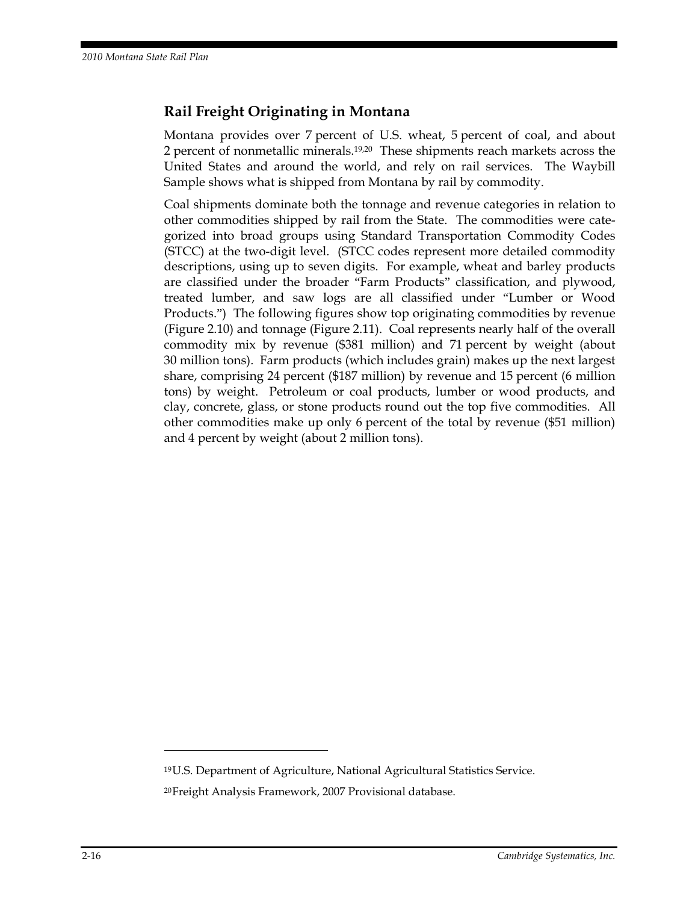## Rail Freight Originating in Montana

Montana provides over 7 percent of U.S. wheat, 5 percent of coal, and about 2 percent of nonmetallic minerals.[19,20] These shipments reach markets across the United States and around the world, and rely on rail services. The Waybill Sample shows what is shipped from Montana by rail by commodity.

Coal shipments dominate both the tonnage and revenue categories in relation to other commodities shipped by rail from the State. The commodities were categorized into broad groups using Standard Transportation Commodity Codes (STCC) at the two-digit level. (STCC codes represent more detailed commodity descriptions, using up to seven digits. For example, wheat and barley products are classified under the broader "Farm Products" classification, and plywood, treated lumber, and saw logs are all classified under "Lumber or Wood Products.") The following figures show top originating commodities by revenue (Figure 2.10) and tonnage (Figure 2.11). Coal represents nearly half of the overall commodity mix by revenue ($381 million) and 71 percent by weight (about 30 million tons). Farm products (which includes grain) makes up the next largest share, comprising 24 percent ($187 million) by revenue and 15 percent (6 million tons) by weight. Petroleum or coal products, lumber or wood products, and clay, concrete, glass, or stone products round out the top five commodities. All other commodities make up only 6 percent of the total by revenue ($51 million) and 4 percent by weight (about 2 million tons).

---

[19] U.S. Department of Agriculture, National Agricultural Statistics Service.

[20] Freight Analysis Framework, 2007 Provisional database.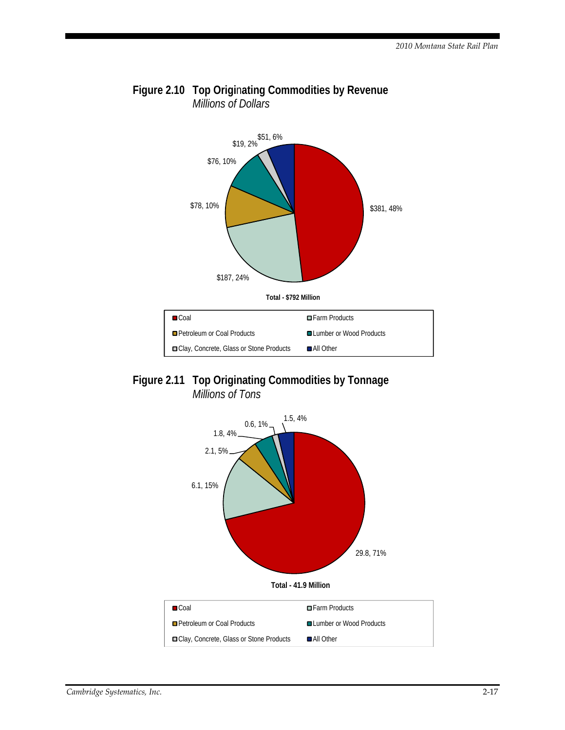**Figure 2.10 Top Originating Commodities by Revenue**
*Millions of Dollars*

| Commodity | Revenue | Share |
|---|---|---|
| Coal | $381 | 48% |
| Farm Products | $187 | 24% |
| Petroleum or Coal Products | $78 | 10% |
| Lumber or Wood Products | $76 | 10% |
| Clay, Concrete, Glass or Stone Products | $19 | 2% |
| All Other | $51 | 6% |

**Total - $792 Million**

**Figure 2.11 Top Originating Commodities by Tonnage**
*Millions of Tons*

| Commodity | Tonnage | Share |
|---|---|---|
| Coal | 29.8 | 71% |
| Farm Products | 6.1 | 15% |
| Petroleum or Coal Products | 2.1 | 5% |
| Lumber or Wood Products | 1.8 | 4% |
| Clay, Concrete, Glass or Stone Products | 0.6 | 1% |
| All Other | 1.5 | 4% |

**Total - 41.9 Million**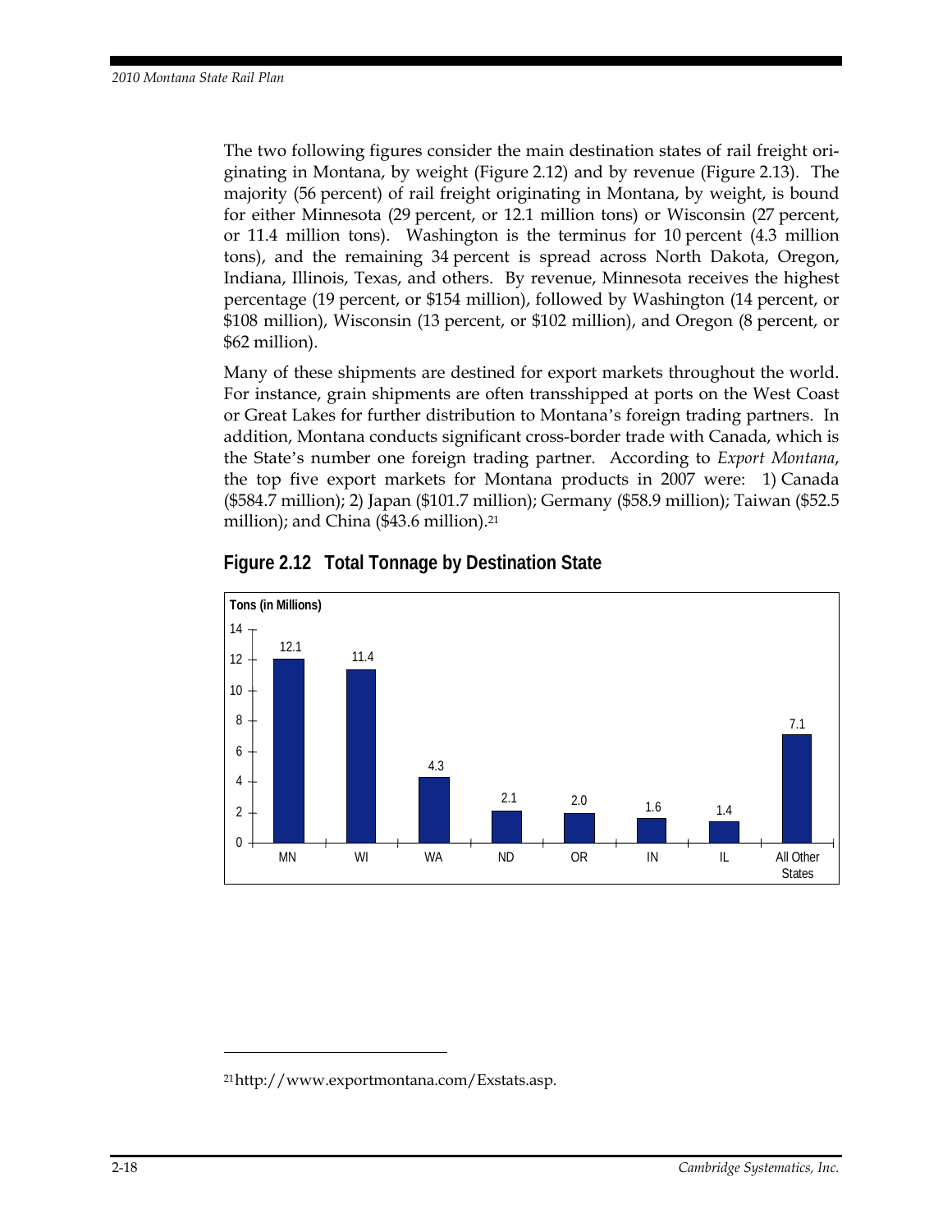The two following figures consider the main destination states of rail freight originating in Montana, by weight (Figure 2.12) and by revenue (Figure 2.13). The majority (56 percent) of rail freight originating in Montana, by weight, is bound for either Minnesota (29 percent, or 12.1 million tons) or Wisconsin (27 percent, or 11.4 million tons). Washington is the terminus for 10 percent (4.3 million tons), and the remaining 34 percent is spread across North Dakota, Oregon, Indiana, Illinois, Texas, and others. By revenue, Minnesota receives the highest percentage (19 percent, or $154 million), followed by Washington (14 percent, or $108 million), Wisconsin (13 percent, or $102 million), and Oregon (8 percent, or $62 million).

Many of these shipments are destined for export markets throughout the world. For instance, grain shipments are often transshipped at ports on the West Coast or Great Lakes for further distribution to Montana's foreign trading partners. In addition, Montana conducts significant cross-border trade with Canada, which is the State's number one foreign trading partner. According to *Export Montana*, the top five export markets for Montana products in 2007 were: 1) Canada ($584.7 million); 2) Japan ($101.7 million); Germany ($58.9 million); Taiwan ($52.5 million); and China ($43.6 million).[21]

**Figure 2.12 Total Tonnage by Destination State**

| Destination State | Tons (in Millions) |
|---|---|
| MN | 12.1 |
| WI | 11.4 |
| WA | 4.3 |
| ND | 2.1 |
| OR | 2.0 |
| IN | 1.6 |
| IL | 1.4 |
| All Other States | 7.1 |

[21] http://www.exportmontana.com/Exstats.asp.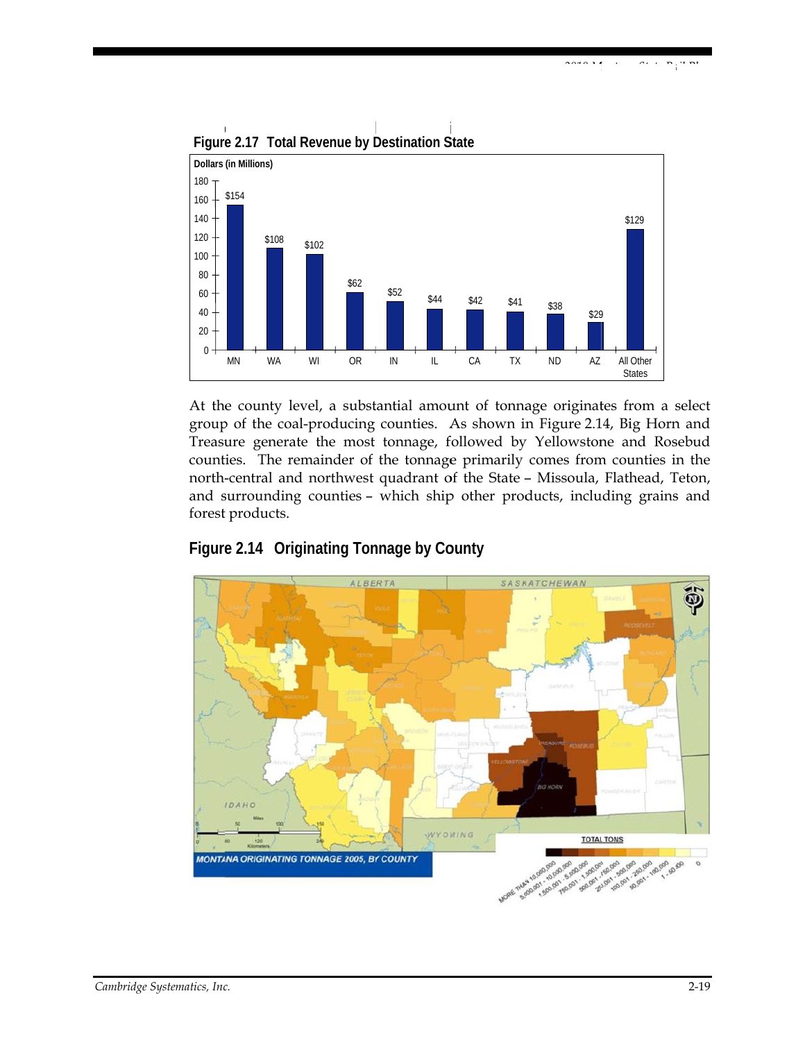**Figure 2.17 Total Revenue by Destination State**

Dollars (in Millions)

| State | Revenue |
|---|---|
| MN | $154 |
| WA | $108 |
| WI | $102 |
| OR | $62 |
| IN | $52 |
| IL | $44 |
| CA | $42 |
| TX | $41 |
| ND | $38 |
| AZ | $29 |
| All Other States | $129 |

At the county level, a substantial amount of tonnage originates from a select group of the coal-producing counties. As shown in Figure 2.14, Big Horn and Treasure generate the most tonnage, followed by Yellowstone and Rosebud counties. The remainder of the tonnage primarily comes from counties in the north-central and northwest quadrant of the State – Missoula, Flathead, Teton, and surrounding counties – which ship other products, including grains and forest products.

**Figure 2.14 Originating Tonnage by County**

MONTANA ORIGINATING TONNAGE 2005, BY COUNTY

TOTAL TONS: MORE THAN 10,000,000; 5,000,001 - 10,000,000; 1,500,001 - 5,000,000; 750,001 - 1,500,000; 500,001 - 750,000; 250,001 - 500,000; 100,001 - 250,000; 50,001 - 100,000; 1 - 50,000; 0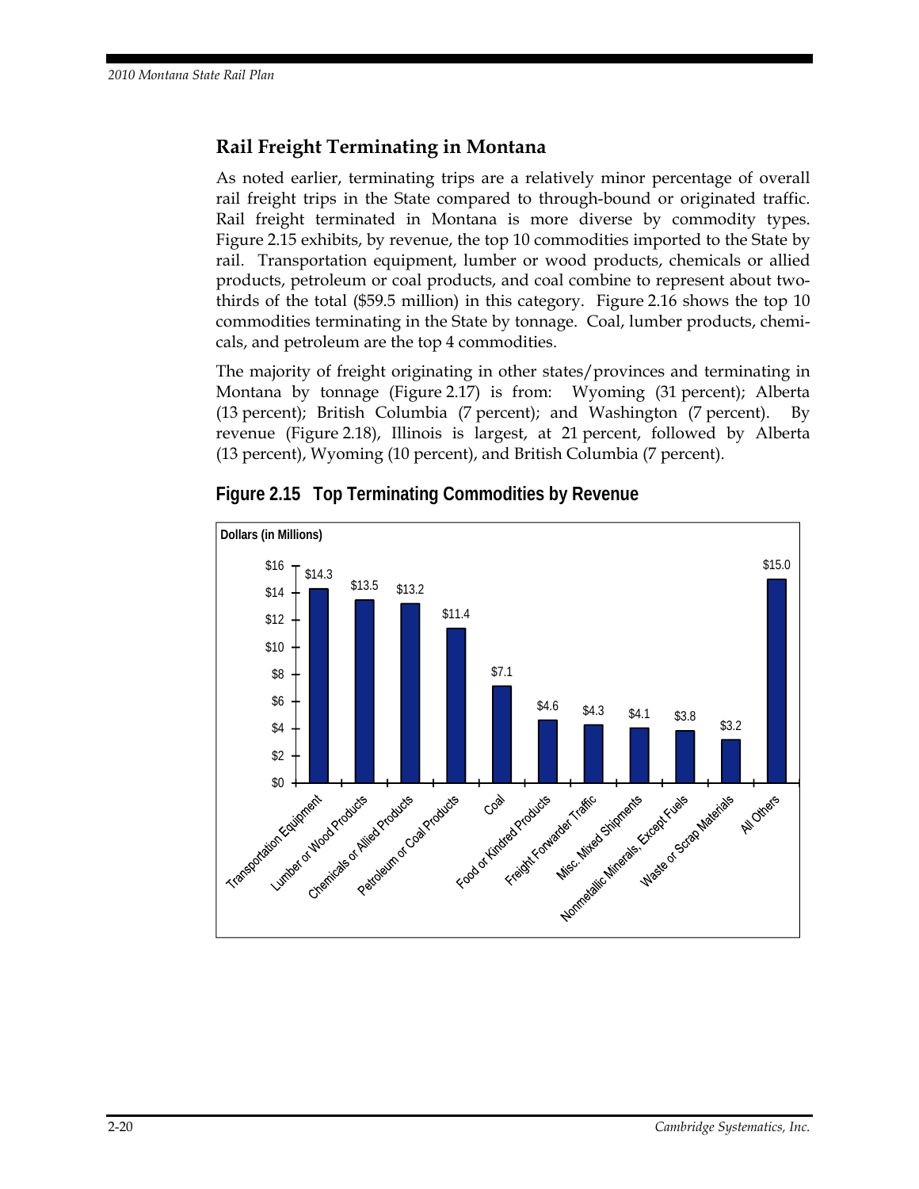## Rail Freight Terminating in Montana

As noted earlier, terminating trips are a relatively minor percentage of overall rail freight trips in the State compared to through-bound or originated traffic. Rail freight terminated in Montana is more diverse by commodity types. Figure 2.15 exhibits, by revenue, the top 10 commodities imported to the State by rail. Transportation equipment, lumber or wood products, chemicals or allied products, petroleum or coal products, and coal combine to represent about two-thirds of the total ($59.5 million) in this category. Figure 2.16 shows the top 10 commodities terminating in the State by tonnage. Coal, lumber products, chemicals, and petroleum are the top 4 commodities.

The majority of freight originating in other states/provinces and terminating in Montana by tonnage (Figure 2.17) is from: Wyoming (31 percent); Alberta (13 percent); British Columbia (7 percent); and Washington (7 percent). By revenue (Figure 2.18), Illinois is largest, at 21 percent, followed by Alberta (13 percent), Wyoming (10 percent), and British Columbia (7 percent).

**Figure 2.15 Top Terminating Commodities by Revenue**

| Commodity | Dollars (in Millions) |
|---|---|
| Transportation Equipment | $14.3 |
| Lumber or Wood Products | $13.5 |
| Chemicals or Allied Products | $13.2 |
| Petroleum or Coal Products | $11.4 |
| Coal | $7.1 |
| Food or Kindred Products | $4.6 |
| Freight Forwarder Traffic | $4.3 |
| Misc. Mixed Shipments | $4.1 |
| Nonmetallic Minerals, Except Fuels | $3.8 |
| Waste or Scrap Materials | $3.2 |
| All Others | $15.0 |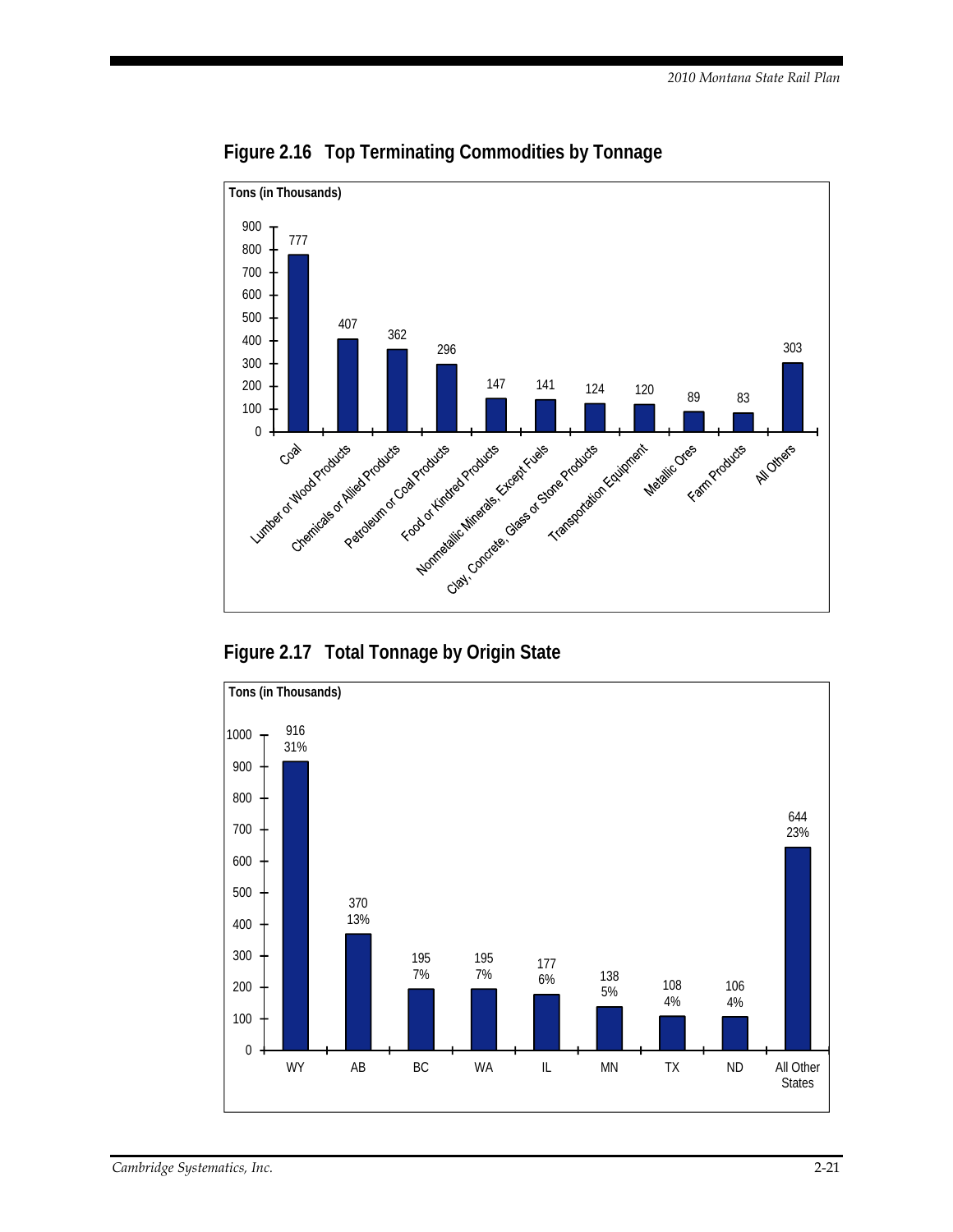## Figure 2.16 Top Terminating Commodities by Tonnage

| Commodity | Tons (in Thousands) |
|---|---|
| Coal | 777 |
| Lumber or Wood Products | 407 |
| Chemicals or Allied Products | 362 |
| Petroleum or Coal Products | 296 |
| Food or Kindred Products | 147 |
| Nonmetallic Minerals, Except Fuels | 141 |
| Clay, Concrete, Glass or Stone Products | 124 |
| Transportation Equipment | 120 |
| Metallic Ores | 89 |
| Farm Products | 83 |
| All Others | 303 |

## Figure 2.17 Total Tonnage by Origin State

| Origin State | Tons (in Thousands) | Percent |
|---|---|---|
| WY | 916 | 31% |
| AB | 370 | 13% |
| BC | 195 | 7% |
| WA | 195 | 7% |
| IL | 177 | 6% |
| MN | 138 | 5% |
| TX | 108 | 4% |
| ND | 106 | 4% |
| All Other States | 644 | 23% |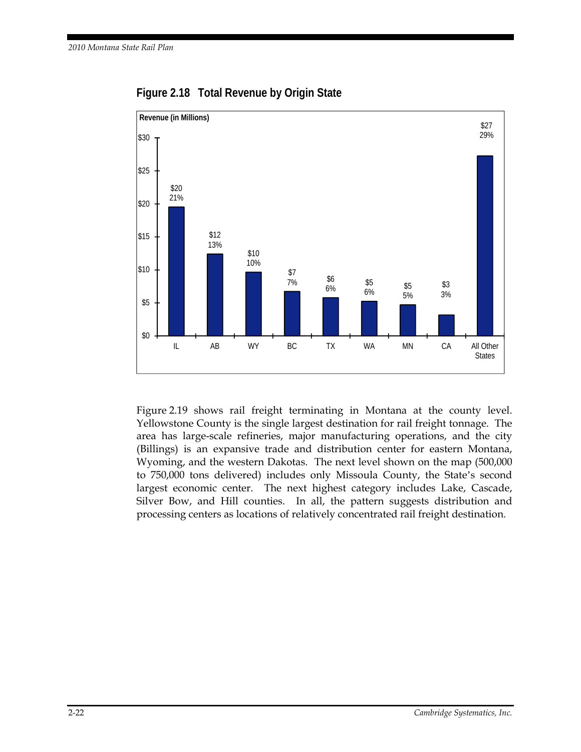**Figure 2.18 Total Revenue by Origin State**

| Origin State | Revenue (in Millions) | Share |
|---|---|---|
| IL | $20 | 21% |
| AB | $12 | 13% |
| WY | $10 | 10% |
| BC | $7 | 7% |
| TX | $6 | 6% |
| WA | $5 | 6% |
| MN | $5 | 5% |
| CA | $3 | 3% |
| All Other States | $27 | 29% |

Figure 2.19 shows rail freight terminating in Montana at the county level. Yellowstone County is the single largest destination for rail freight tonnage. The area has large-scale refineries, major manufacturing operations, and the city (Billings) is an expansive trade and distribution center for eastern Montana, Wyoming, and the western Dakotas. The next level shown on the map (500,000 to 750,000 tons delivered) includes only Missoula County, the State's second largest economic center. The next highest category includes Lake, Cascade, Silver Bow, and Hill counties. In all, the pattern suggests distribution and processing centers as locations of relatively concentrated rail freight destination.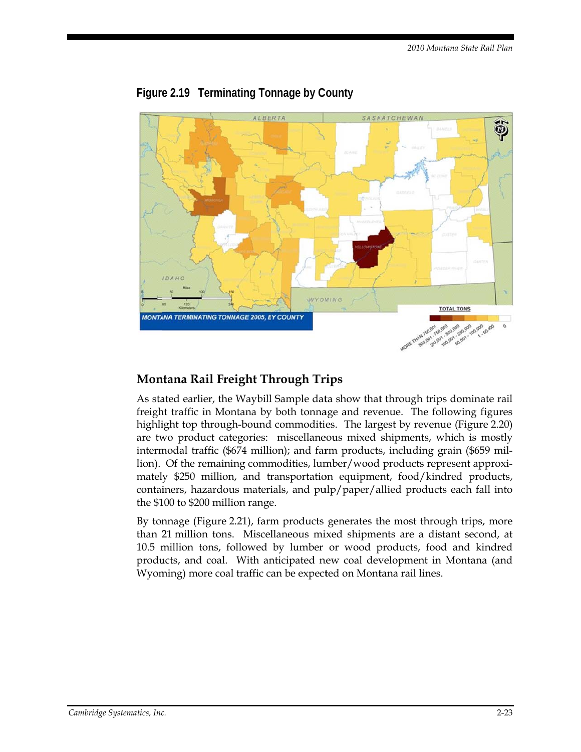**Figure 2.19 Terminating Tonnage by County**

## Montana Rail Freight Through Trips

As stated earlier, the Waybill Sample data show that through trips dominate rail freight traffic in Montana by both tonnage and revenue. The following figures highlight top through-bound commodities. The largest by revenue (Figure 2.20) are two product categories: miscellaneous mixed shipments, which is mostly intermodal traffic ($674 million); and farm products, including grain ($659 million). Of the remaining commodities, lumber/wood products represent approximately $250 million, and transportation equipment, food/kindred products, containers, hazardous materials, and pulp/paper/allied products each fall into the $100 to $200 million range.

By tonnage (Figure 2.21), farm products generates the most through trips, more than 21 million tons. Miscellaneous mixed shipments are a distant second, at 10.5 million tons, followed by lumber or wood products, food and kindred products, and coal. With anticipated new coal development in Montana (and Wyoming) more coal traffic can be expected on Montana rail lines.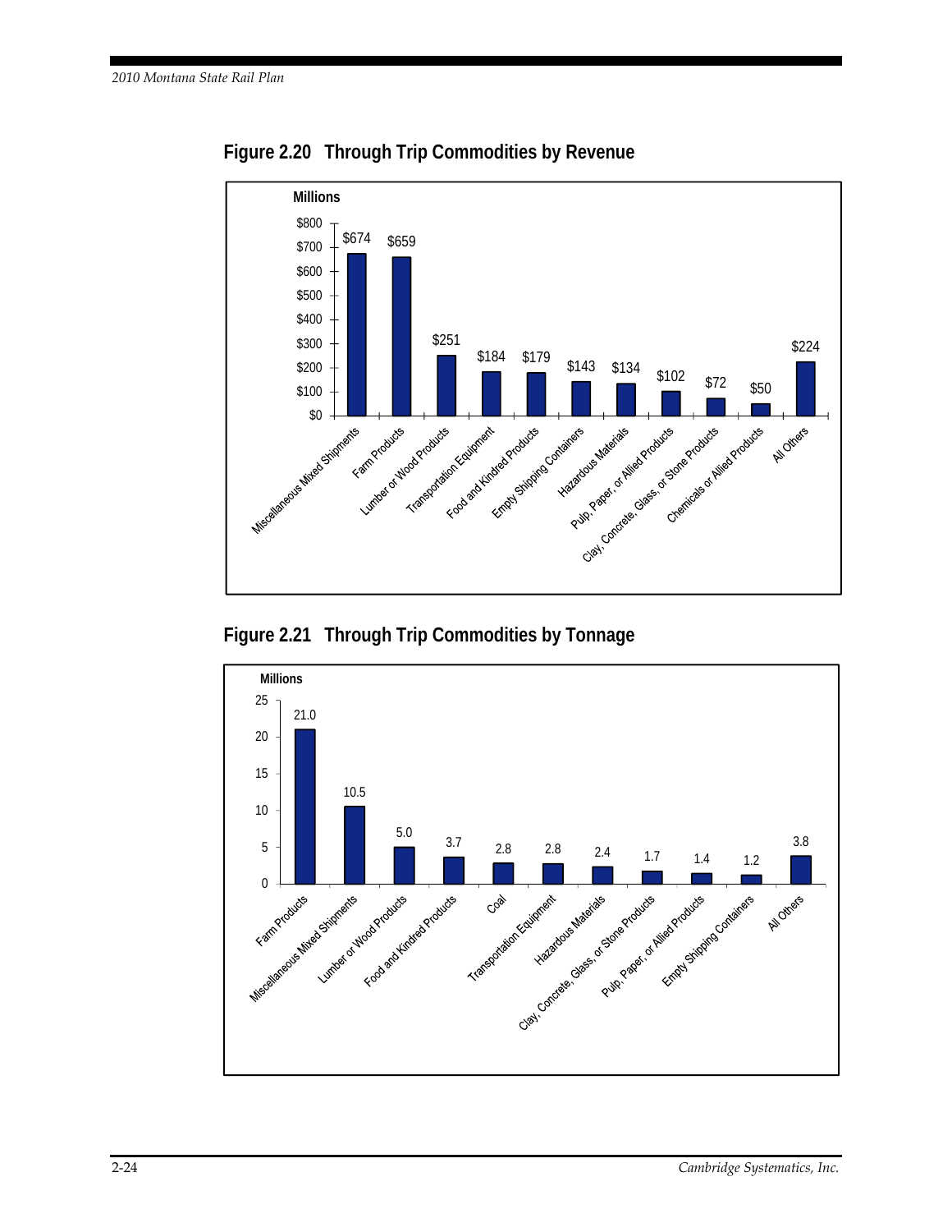## Figure 2.20 Through Trip Commodities by Revenue

| Commodity | Revenue (Millions) |
|---|---|
| Miscellaneous Mixed Shipments | $674 |
| Farm Products | $659 |
| Lumber or Wood Products | $251 |
| Transportation Equipment | $184 |
| Food and Kindred Products | $179 |
| Empty Shipping Containers | $143 |
| Hazardous Materials | $134 |
| Pulp, Paper, or Allied Products | $102 |
| Clay, Concrete, Glass, or Stone Products | $72 |
| Chemicals or Allied Products | $50 |
| All Others | $224 |

## Figure 2.21 Through Trip Commodities by Tonnage

| Commodity | Tonnage (Millions) |
|---|---|
| Farm Products | 21.0 |
| Miscellaneous Mixed Shipments | 10.5 |
| Lumber or Wood Products | 5.0 |
| Food and Kindred Products | 3.7 |
| Coal | 2.8 |
| Transportation Equipment | 2.8 |
| Hazardous Materials | 2.4 |
| Clay, Concrete, Glass, or Stone Products | 1.7 |
| Pulp, Paper, or Allied Products | 1.4 |
| Empty Shipping Containers | 1.2 |
| All Others | 3.8 |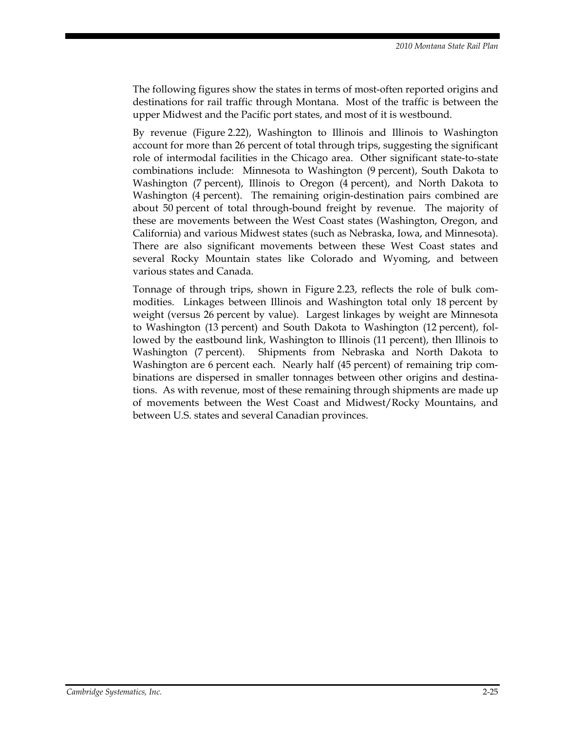The following figures show the states in terms of most-often reported origins and destinations for rail traffic through Montana. Most of the traffic is between the upper Midwest and the Pacific port states, and most of it is westbound.

By revenue (Figure 2.22), Washington to Illinois and Illinois to Washington account for more than 26 percent of total through trips, suggesting the significant role of intermodal facilities in the Chicago area. Other significant state-to-state combinations include: Minnesota to Washington (9 percent), South Dakota to Washington (7 percent), Illinois to Oregon (4 percent), and North Dakota to Washington (4 percent). The remaining origin-destination pairs combined are about 50 percent of total through-bound freight by revenue. The majority of these are movements between the West Coast states (Washington, Oregon, and California) and various Midwest states (such as Nebraska, Iowa, and Minnesota). There are also significant movements between these West Coast states and several Rocky Mountain states like Colorado and Wyoming, and between various states and Canada.

Tonnage of through trips, shown in Figure 2.23, reflects the role of bulk commodities. Linkages between Illinois and Washington total only 18 percent by weight (versus 26 percent by value). Largest linkages by weight are Minnesota to Washington (13 percent) and South Dakota to Washington (12 percent), followed by the eastbound link, Washington to Illinois (11 percent), then Illinois to Washington (7 percent). Shipments from Nebraska and North Dakota to Washington are 6 percent each. Nearly half (45 percent) of remaining trip combinations are dispersed in smaller tonnages between other origins and destinations. As with revenue, most of these remaining through shipments are made up of movements between the West Coast and Midwest/Rocky Mountains, and between U.S. states and several Canadian provinces.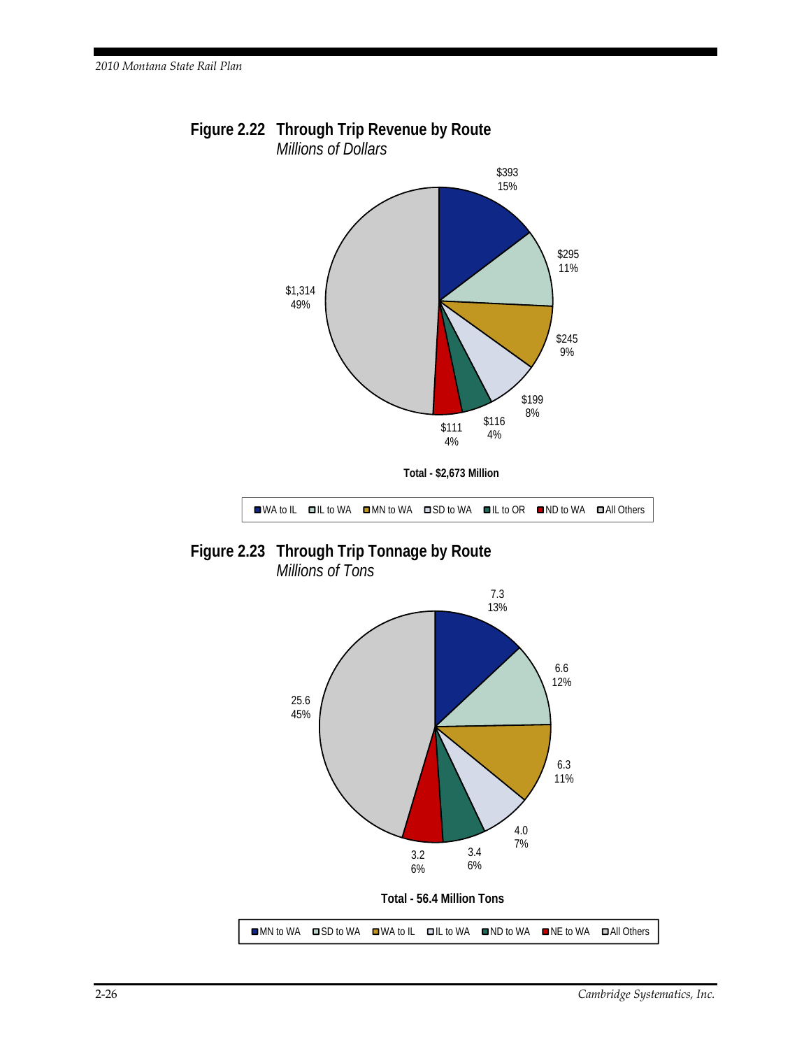**Figure 2.22 Through Trip Revenue by Route**
*Millions of Dollars*

| Route | Revenue | Share |
|---|---|---|
| WA to IL | $393 | 15% |
| IL to WA | $295 | 11% |
| MN to WA | $245 | 9% |
| SD to WA | $199 | 8% |
| IL to OR | $116 | 4% |
| ND to WA | $111 | 4% |
| All Others | $1,314 | 49% |

**Total - $2,673 Million**

**Figure 2.23 Through Trip Tonnage by Route**
*Millions of Tons*

| Route | Tonnage | Share |
|---|---|---|
| MN to WA | 7.3 | 13% |
| SD to WA | 6.6 | 12% |
| WA to IL | 6.3 | 11% |
| IL to WA | 4.0 | 7% |
| ND to WA | 3.4 | 6% |
| NE to WA | 3.2 | 6% |
| All Others | 25.6 | 45% |

**Total - 56.4 Million Tons**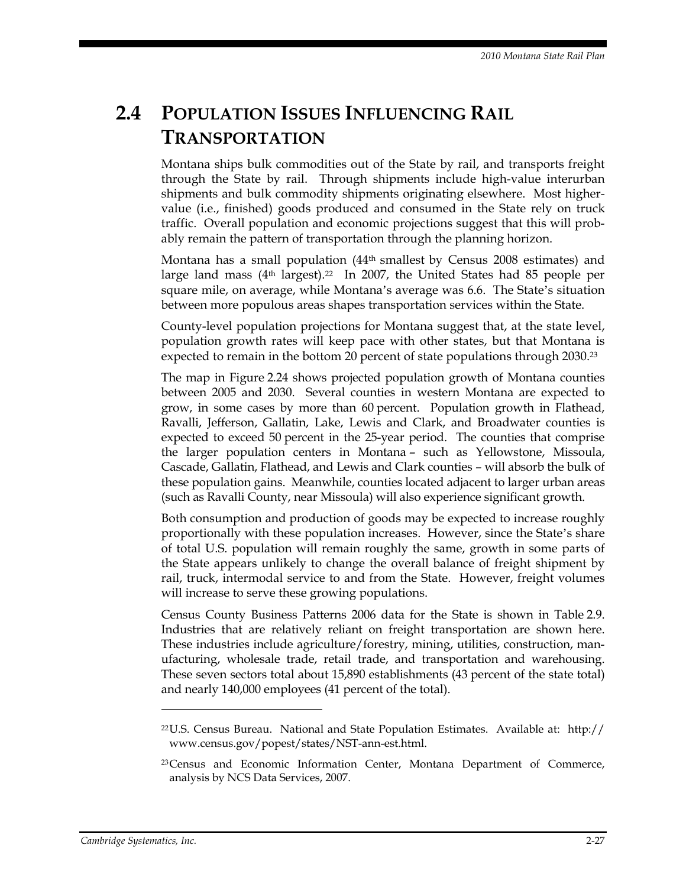## 2.4 Population Issues Influencing Rail Transportation

Montana ships bulk commodities out of the State by rail, and transports freight through the State by rail. Through shipments include high-value interurban shipments and bulk commodity shipments originating elsewhere. Most higher-value (i.e., finished) goods produced and consumed in the State rely on truck traffic. Overall population and economic projections suggest that this will probably remain the pattern of transportation through the planning horizon.

Montana has a small population (44th smallest by Census 2008 estimates) and large land mass (4th largest).[22] In 2007, the United States had 85 people per square mile, on average, while Montana's average was 6.6. The State's situation between more populous areas shapes transportation services within the State.

County-level population projections for Montana suggest that, at the state level, population growth rates will keep pace with other states, but that Montana is expected to remain in the bottom 20 percent of state populations through 2030.[23]

The map in Figure 2.24 shows projected population growth of Montana counties between 2005 and 2030. Several counties in western Montana are expected to grow, in some cases by more than 60 percent. Population growth in Flathead, Ravalli, Jefferson, Gallatin, Lake, Lewis and Clark, and Broadwater counties is expected to exceed 50 percent in the 25-year period. The counties that comprise the larger population centers in Montana – such as Yellowstone, Missoula, Cascade, Gallatin, Flathead, and Lewis and Clark counties – will absorb the bulk of these population gains. Meanwhile, counties located adjacent to larger urban areas (such as Ravalli County, near Missoula) will also experience significant growth.

Both consumption and production of goods may be expected to increase roughly proportionally with these population increases. However, since the State's share of total U.S. population will remain roughly the same, growth in some parts of the State appears unlikely to change the overall balance of freight shipment by rail, truck, intermodal service to and from the State. However, freight volumes will increase to serve these growing populations.

Census County Business Patterns 2006 data for the State is shown in Table 2.9. Industries that are relatively reliant on freight transportation are shown here. These industries include agriculture/forestry, mining, utilities, construction, manufacturing, wholesale trade, retail trade, and transportation and warehousing. These seven sectors total about 15,890 establishments (43 percent of the state total) and nearly 140,000 employees (41 percent of the total).

---

[22] U.S. Census Bureau. National and State Population Estimates. Available at: http://www.census.gov/popest/states/NST-ann-est.html.

[23] Census and Economic Information Center, Montana Department of Commerce, analysis by NCS Data Services, 2007.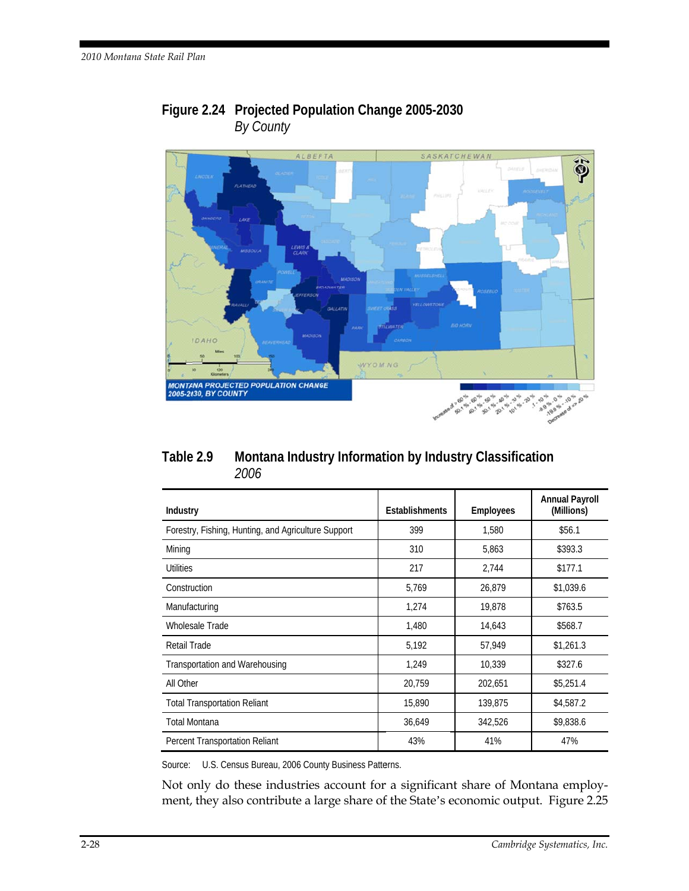**Figure 2.24 Projected Population Change 2005-2030**
*By County*

**Table 2.9 Montana Industry Information by Industry Classification**
*2006*

| Industry | Establishments | Employees | Annual Payroll (Millions) |
|---|---|---|---|
| Forestry, Fishing, Hunting, and Agriculture Support | 399 | 1,580 | $56.1 |
| Mining | 310 | 5,863 | $393.3 |
| Utilities | 217 | 2,744 | $177.1 |
| Construction | 5,769 | 26,879 | $1,039.6 |
| Manufacturing | 1,274 | 19,878 | $763.5 |
| Wholesale Trade | 1,480 | 14,643 | $568.7 |
| Retail Trade | 5,192 | 57,949 | $1,261.3 |
| Transportation and Warehousing | 1,249 | 10,339 | $327.6 |
| All Other | 20,759 | 202,651 | $5,251.4 |
| Total Transportation Reliant | 15,890 | 139,875 | $4,587.2 |
| Total Montana | 36,649 | 342,526 | $9,838.6 |
| Percent Transportation Reliant | 43% | 41% | 47% |

Source: U.S. Census Bureau, 2006 County Business Patterns.

Not only do these industries account for a significant share of Montana employment, they also contribute a large share of the State's economic output. Figure 2.25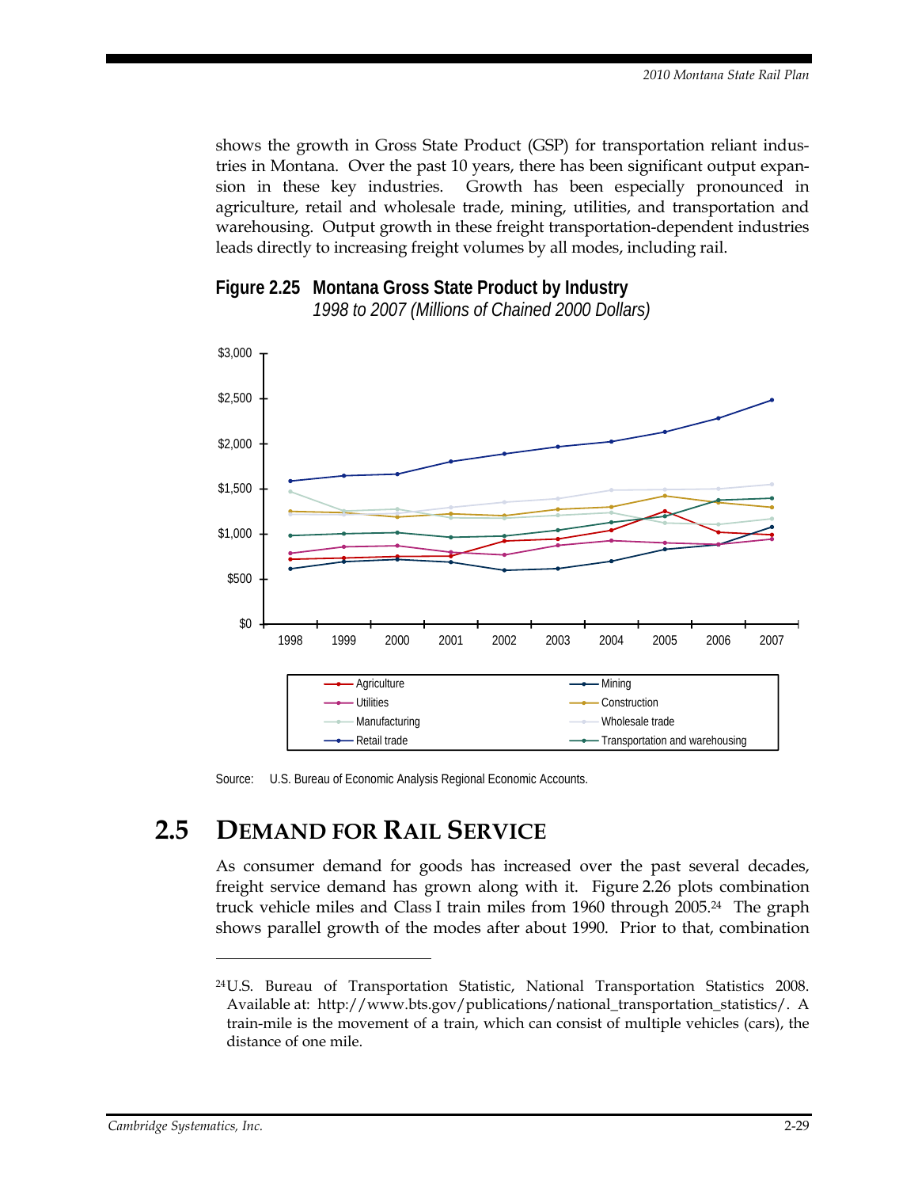shows the growth in Gross State Product (GSP) for transportation reliant industries in Montana. Over the past 10 years, there has been significant output expansion in these key industries. Growth has been especially pronounced in agriculture, retail and wholesale trade, mining, utilities, and transportation and warehousing. Output growth in these freight transportation-dependent industries leads directly to increasing freight volumes by all modes, including rail.

**Figure 2.25 Montana Gross State Product by Industry**
*1998 to 2007 (Millions of Chained 2000 Dollars)*

Source: U.S. Bureau of Economic Analysis Regional Economic Accounts.

## 2.5 Demand for Rail Service

As consumer demand for goods has increased over the past several decades, freight service demand has grown along with it. Figure 2.26 plots combination truck vehicle miles and Class I train miles from 1960 through 2005.[24] The graph shows parallel growth of the modes after about 1990. Prior to that, combination

---

[24] U.S. Bureau of Transportation Statistic, National Transportation Statistics 2008. Available at: http://www.bts.gov/publications/national_transportation_statistics/. A train-mile is the movement of a train, which can consist of multiple vehicles (cars), the distance of one mile.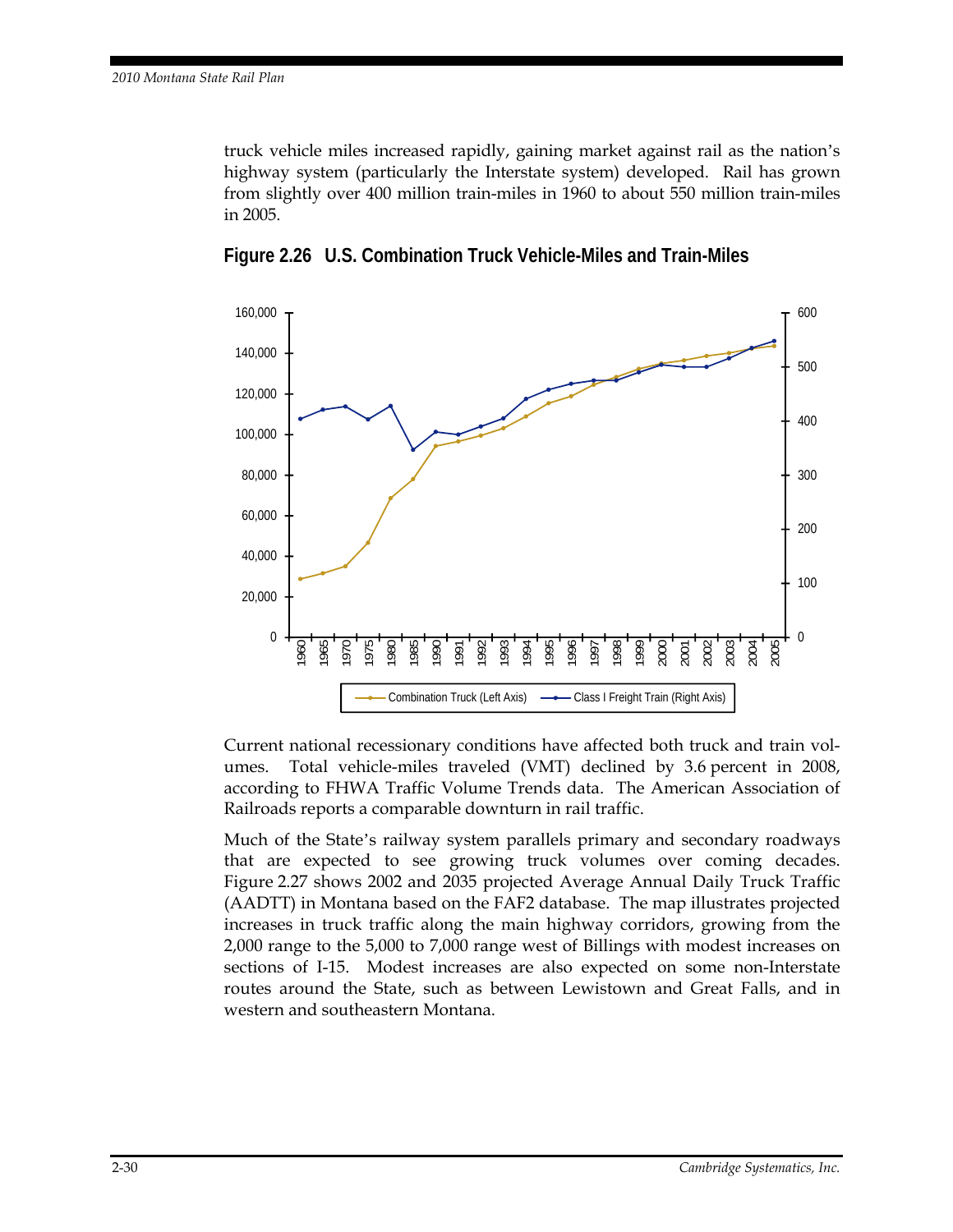truck vehicle miles increased rapidly, gaining market against rail as the nation's highway system (particularly the Interstate system) developed. Rail has grown from slightly over 400 million train-miles in 1960 to about 550 million train-miles in 2005.

**Figure 2.26 U.S. Combination Truck Vehicle-Miles and Train-Miles**

Current national recessionary conditions have affected both truck and train volumes. Total vehicle-miles traveled (VMT) declined by 3.6 percent in 2008, according to FHWA Traffic Volume Trends data. The American Association of Railroads reports a comparable downturn in rail traffic.

Much of the State's railway system parallels primary and secondary roadways that are expected to see growing truck volumes over coming decades. Figure 2.27 shows 2002 and 2035 projected Average Annual Daily Truck Traffic (AADTT) in Montana based on the FAF2 database. The map illustrates projected increases in truck traffic along the main highway corridors, growing from the 2,000 range to the 5,000 to 7,000 range west of Billings with modest increases on sections of I-15. Modest increases are also expected on some non-Interstate routes around the State, such as between Lewistown and Great Falls, and in western and southeastern Montana.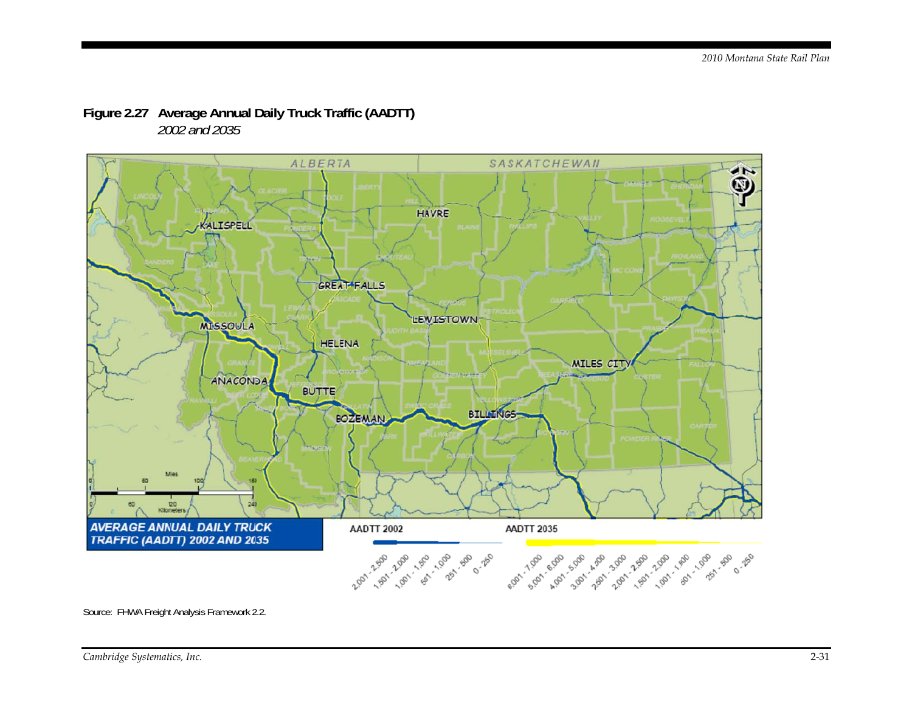**Figure 2.27 Average Annual Daily Truck Traffic (AADTT)**
*2002 and 2035*

Source: FHWA Freight Analysis Framework 2.2.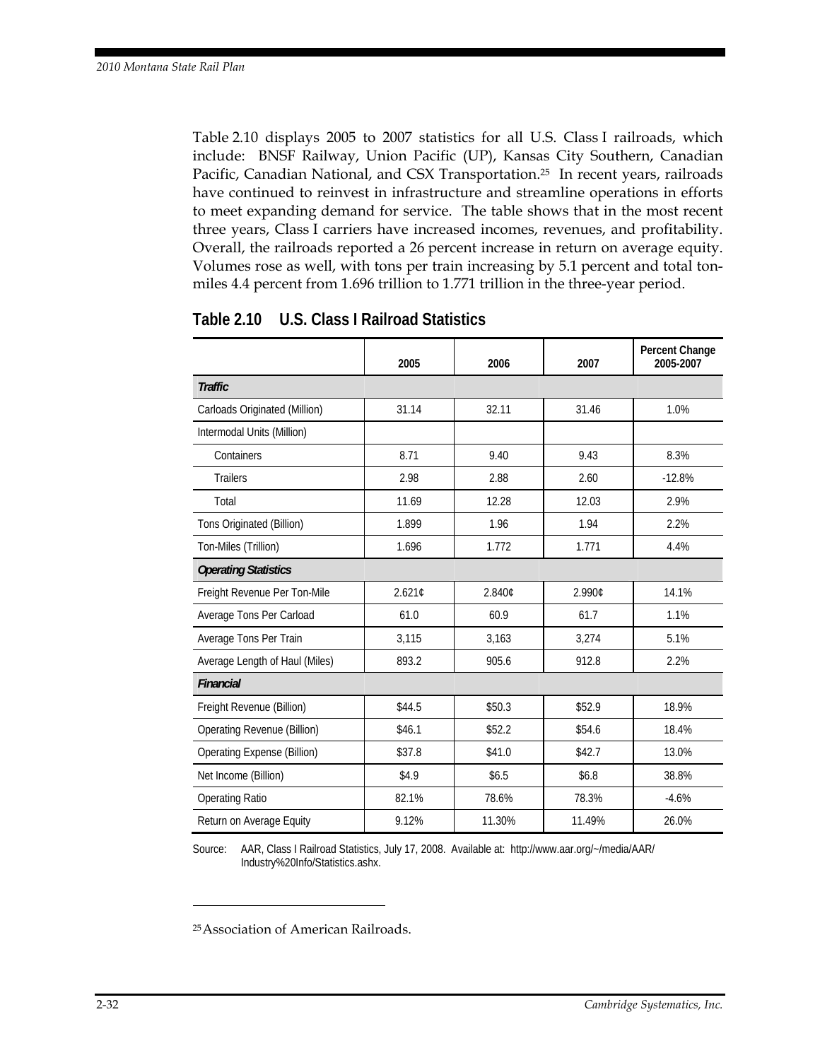Table 2.10 displays 2005 to 2007 statistics for all U.S. Class I railroads, which include: BNSF Railway, Union Pacific (UP), Kansas City Southern, Canadian Pacific, Canadian National, and CSX Transportation.[25] In recent years, railroads have continued to reinvest in infrastructure and streamline operations in efforts to meet expanding demand for service. The table shows that in the most recent three years, Class I carriers have increased incomes, revenues, and profitability. Overall, the railroads reported a 26 percent increase in return on average equity. Volumes rose as well, with tons per train increasing by 5.1 percent and total ton-miles 4.4 percent from 1.696 trillion to 1.771 trillion in the three-year period.

## Table 2.10 U.S. Class I Railroad Statistics

| | 2005 | 2006 | 2007 | Percent Change 2005-2007 |
|---|---|---|---|---|
| ***Traffic*** | | | | |
| Carloads Originated (Million) | 31.14 | 32.11 | 31.46 | 1.0% |
| Intermodal Units (Million) | | | | |
| Containers | 8.71 | 9.40 | 9.43 | 8.3% |
| Trailers | 2.98 | 2.88 | 2.60 | -12.8% |
| Total | 11.69 | 12.28 | 12.03 | 2.9% |
| Tons Originated (Billion) | 1.899 | 1.96 | 1.94 | 2.2% |
| Ton-Miles (Trillion) | 1.696 | 1.772 | 1.771 | 4.4% |
| ***Operating Statistics*** | | | | |
| Freight Revenue Per Ton-Mile | 2.621¢ | 2.840¢ | 2.990¢ | 14.1% |
| Average Tons Per Carload | 61.0 | 60.9 | 61.7 | 1.1% |
| Average Tons Per Train | 3,115 | 3,163 | 3,274 | 5.1% |
| Average Length of Haul (Miles) | 893.2 | 905.6 | 912.8 | 2.2% |
| ***Financial*** | | | | |
| Freight Revenue (Billion) | $44.5 | $50.3 | $52.9 | 18.9% |
| Operating Revenue (Billion) | $46.1 | $52.2 | $54.6 | 18.4% |
| Operating Expense (Billion) | $37.8 | $41.0 | $42.7 | 13.0% |
| Net Income (Billion) | $4.9 | $6.5 | $6.8 | 38.8% |
| Operating Ratio | 82.1% | 78.6% | 78.3% | -4.6% |
| Return on Average Equity | 9.12% | 11.30% | 11.49% | 26.0% |

Source: AAR, Class I Railroad Statistics, July 17, 2008. Available at: http://www.aar.org/~/media/AAR/Industry%20Info/Statistics.ashx.

[25] Association of American Railroads.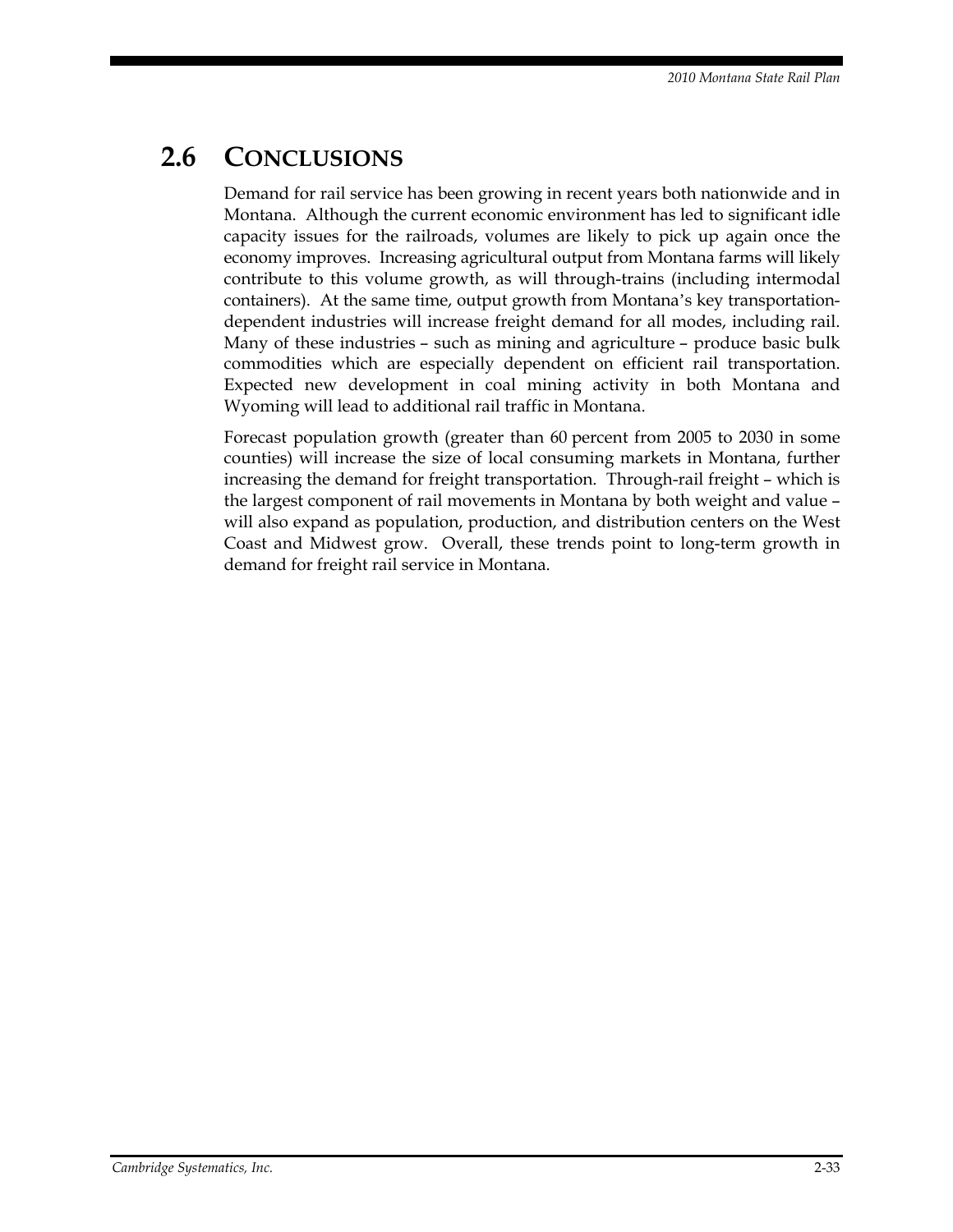## 2.6 CONCLUSIONS

Demand for rail service has been growing in recent years both nationwide and in Montana. Although the current economic environment has led to significant idle capacity issues for the railroads, volumes are likely to pick up again once the economy improves. Increasing agricultural output from Montana farms will likely contribute to this volume growth, as will through-trains (including intermodal containers). At the same time, output growth from Montana's key transportation-dependent industries will increase freight demand for all modes, including rail. Many of these industries – such as mining and agriculture – produce basic bulk commodities which are especially dependent on efficient rail transportation. Expected new development in coal mining activity in both Montana and Wyoming will lead to additional rail traffic in Montana.

Forecast population growth (greater than 60 percent from 2005 to 2030 in some counties) will increase the size of local consuming markets in Montana, further increasing the demand for freight transportation. Through-rail freight – which is the largest component of rail movements in Montana by both weight and value – will also expand as population, production, and distribution centers on the West Coast and Midwest grow. Overall, these trends point to long-term growth in demand for freight rail service in Montana.